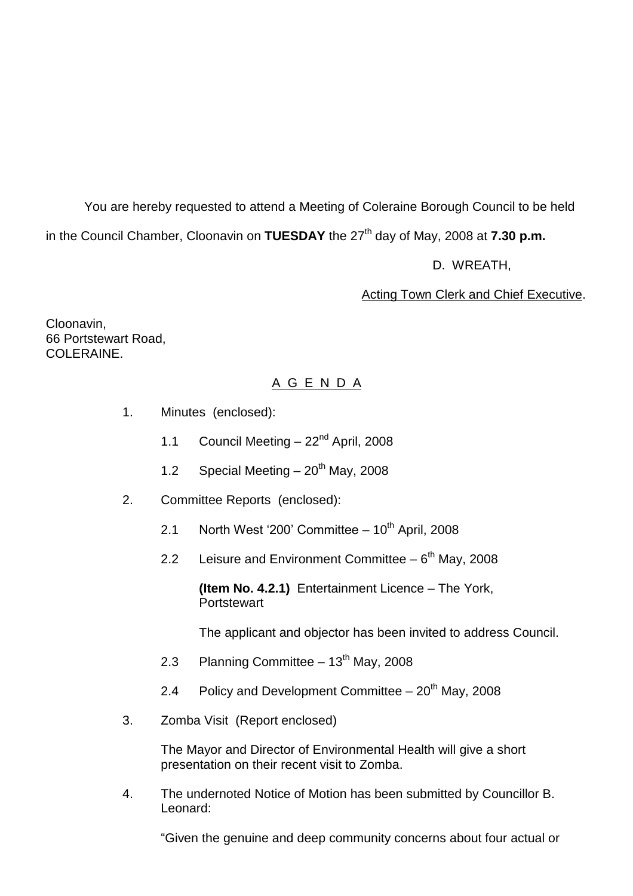You are hereby requested to attend a Meeting of Coleraine Borough Council to be held in the Council Chamber, Cloonavin on **TUESDAY** the 27th day of May, 2008 at **7.30 p.m.**

D. WREATH,

Acting Town Clerk and Chief Executive.

Cloonavin,
66 Portstewart Road,
COLERAINE.

## A G E N D A

1. Minutes (enclosed):

   1.1 Council Meeting – 22nd April, 2008

   1.2 Special Meeting – 20th May, 2008

2. Committee Reports (enclosed):

   2.1 North West '200' Committee – 10th April, 2008

   2.2 Leisure and Environment Committee – 6th May, 2008

   **(Item No. 4.2.1)** Entertainment Licence – The York, Portstewart

   The applicant and objector has been invited to address Council.

   2.3 Planning Committee – 13th May, 2008

   2.4 Policy and Development Committee – 20th May, 2008

3. Zomba Visit (Report enclosed)

   The Mayor and Director of Environmental Health will give a short presentation on their recent visit to Zomba.

4. The undernoted Notice of Motion has been submitted by Councillor B. Leonard:

   "Given the genuine and deep community concerns about four actual or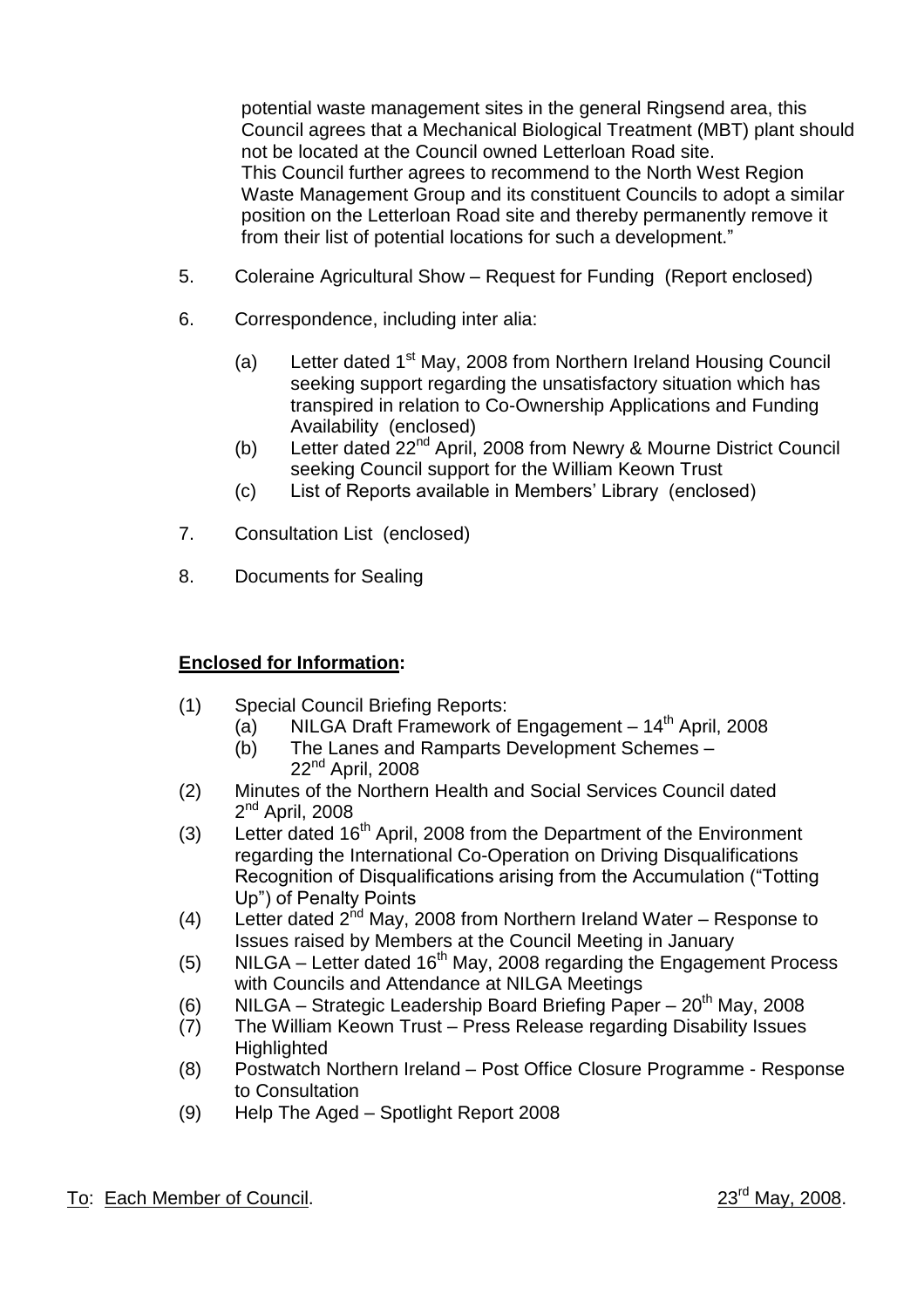potential waste management sites in the general Ringsend area, this Council agrees that a Mechanical Biological Treatment (MBT) plant should not be located at the Council owned Letterloan Road site. This Council further agrees to recommend to the North West Region Waste Management Group and its constituent Councils to adopt a similar position on the Letterloan Road site and thereby permanently remove it from their list of potential locations for such a development."

5. Coleraine Agricultural Show – Request for Funding (Report enclosed)

6. Correspondence, including inter alia:

   (a) Letter dated 1st May, 2008 from Northern Ireland Housing Council seeking support regarding the unsatisfactory situation which has transpired in relation to Co-Ownership Applications and Funding Availability (enclosed)
   (b) Letter dated 22nd April, 2008 from Newry & Mourne District Council seeking Council support for the William Keown Trust
   (c) List of Reports available in Members' Library (enclosed)

7. Consultation List (enclosed)

8. Documents for Sealing

**Enclosed for Information:**

(1) Special Council Briefing Reports:
   (a) NILGA Draft Framework of Engagement – 14th April, 2008
   (b) The Lanes and Ramparts Development Schemes – 22nd April, 2008

(2) Minutes of the Northern Health and Social Services Council dated 2nd April, 2008

(3) Letter dated 16th April, 2008 from the Department of the Environment regarding the International Co-Operation on Driving Disqualifications Recognition of Disqualifications arising from the Accumulation ("Totting Up") of Penalty Points

(4) Letter dated 2nd May, 2008 from Northern Ireland Water – Response to Issues raised by Members at the Council Meeting in January

(5) NILGA – Letter dated 16th May, 2008 regarding the Engagement Process with Councils and Attendance at NILGA Meetings

(6) NILGA – Strategic Leadership Board Briefing Paper – 20th May, 2008

(7) The William Keown Trust – Press Release regarding Disability Issues Highlighted

(8) Postwatch Northern Ireland – Post Office Closure Programme - Response to Consultation

(9) Help The Aged – Spotlight Report 2008

To: Each Member of Council. 23rd May, 2008.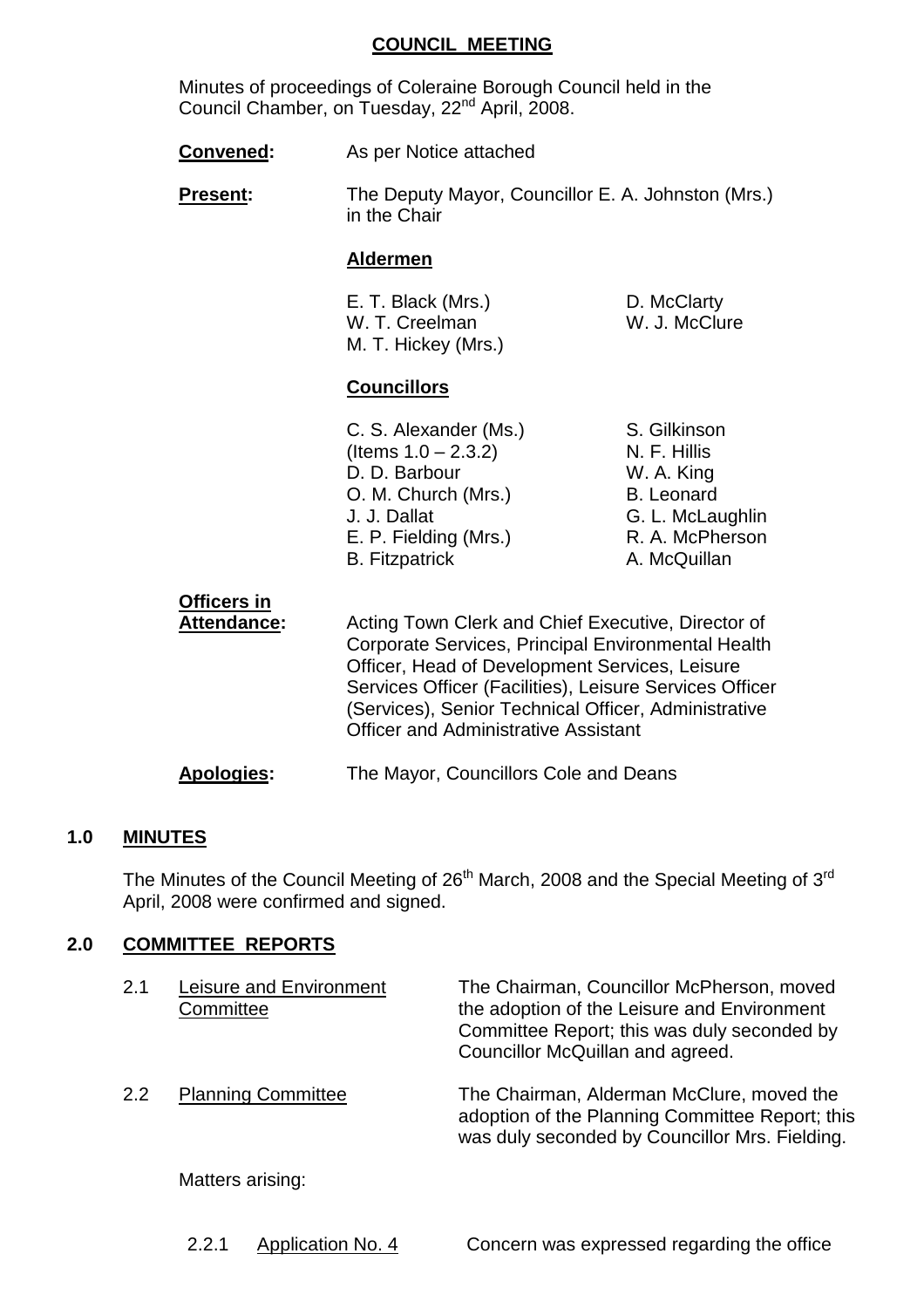# COUNCIL MEETING

Minutes of proceedings of Coleraine Borough Council held in the Council Chamber, on Tuesday, 22nd April, 2008.

**Convened:** As per Notice attached

**Present:** The Deputy Mayor, Councillor E. A. Johnston (Mrs.) in the Chair

**Aldermen**

| | |
|---|---|
| E. T. Black (Mrs.) | D. McClarty |
| W. T. Creelman | W. J. McClure |
| M. T. Hickey (Mrs.) | |

**Councillors**

| | |
|---|---|
| C. S. Alexander (Ms.) (Items 1.0 – 2.3.2) | S. Gilkinson |
| | N. F. Hillis |
| D. D. Barbour | W. A. King |
| O. M. Church (Mrs.) | B. Leonard |
| J. J. Dallat | G. L. McLaughlin |
| E. P. Fielding (Mrs.) | R. A. McPherson |
| B. Fitzpatrick | A. McQuillan |

**Officers in Attendance:** Acting Town Clerk and Chief Executive, Director of Corporate Services, Principal Environmental Health Officer, Head of Development Services, Leisure Services Officer (Facilities), Leisure Services Officer (Services), Senior Technical Officer, Administrative Officer and Administrative Assistant

**Apologies:** The Mayor, Councillors Cole and Deans

## 1.0 MINUTES

The Minutes of the Council Meeting of 26th March, 2008 and the Special Meeting of 3rd April, 2008 were confirmed and signed.

## 2.0 COMMITTEE REPORTS

2.1 Leisure and Environment Committee — The Chairman, Councillor McPherson, moved the adoption of the Leisure and Environment Committee Report; this was duly seconded by Councillor McQuillan and agreed.

2.2 Planning Committee — The Chairman, Alderman McClure, moved the adoption of the Planning Committee Report; this was duly seconded by Councillor Mrs. Fielding.

Matters arising:

2.2.1 Application No. 4 — Concern was expressed regarding the office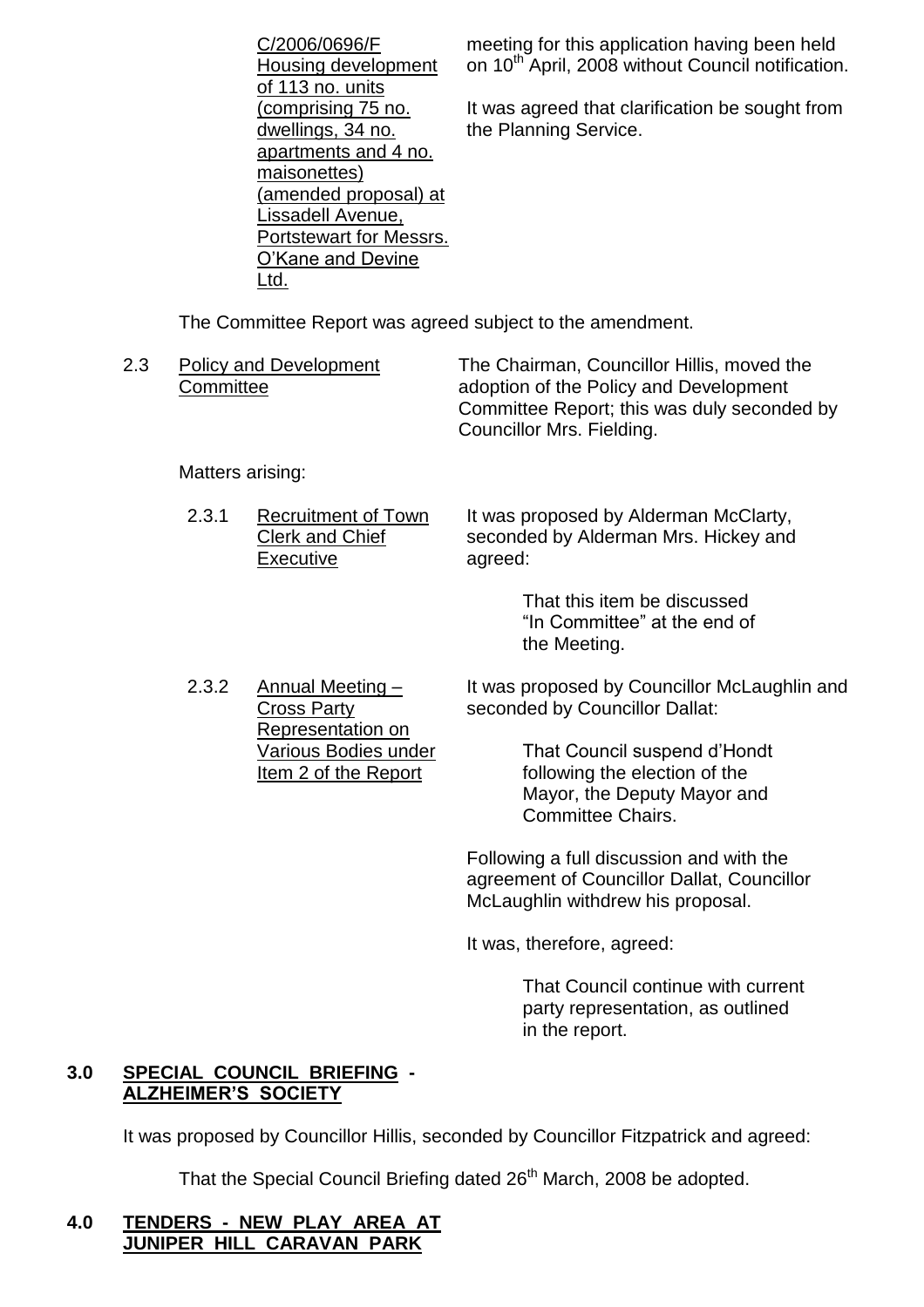| | |
|---|---|
| C/2006/0696/F Housing development of 113 no. units (comprising 75 no. dwellings, 34 no. apartments and 4 no. maisonettes) (amended proposal) at Lissadell Avenue, Portstewart for Messrs. O'Kane and Devine Ltd. | meeting for this application having been held on 10th April, 2008 without Council notification.<br><br>It was agreed that clarification be sought from the Planning Service. |

The Committee Report was agreed subject to the amendment.

2.3 Policy and Development Committee

The Chairman, Councillor Hillis, moved the adoption of the Policy and Development Committee Report; this was duly seconded by Councillor Mrs. Fielding.

Matters arising:

2.3.1 Recruitment of Town Clerk and Chief Executive

It was proposed by Alderman McClarty, seconded by Alderman Mrs. Hickey and agreed:

> That this item be discussed "In Committee" at the end of the Meeting.

2.3.2 Annual Meeting – Cross Party Representation on Various Bodies under Item 2 of the Report

It was proposed by Councillor McLaughlin and seconded by Councillor Dallat:

> That Council suspend d'Hondt following the election of the Mayor, the Deputy Mayor and Committee Chairs.

Following a full discussion and with the agreement of Councillor Dallat, Councillor McLaughlin withdrew his proposal.

It was, therefore, agreed:

> That Council continue with current party representation, as outlined in the report.

## 3.0 SPECIAL COUNCIL BRIEFING - ALZHEIMER'S SOCIETY

It was proposed by Councillor Hillis, seconded by Councillor Fitzpatrick and agreed:

> That the Special Council Briefing dated 26th March, 2008 be adopted.

## 4.0 TENDERS - NEW PLAY AREA AT JUNIPER HILL CARAVAN PARK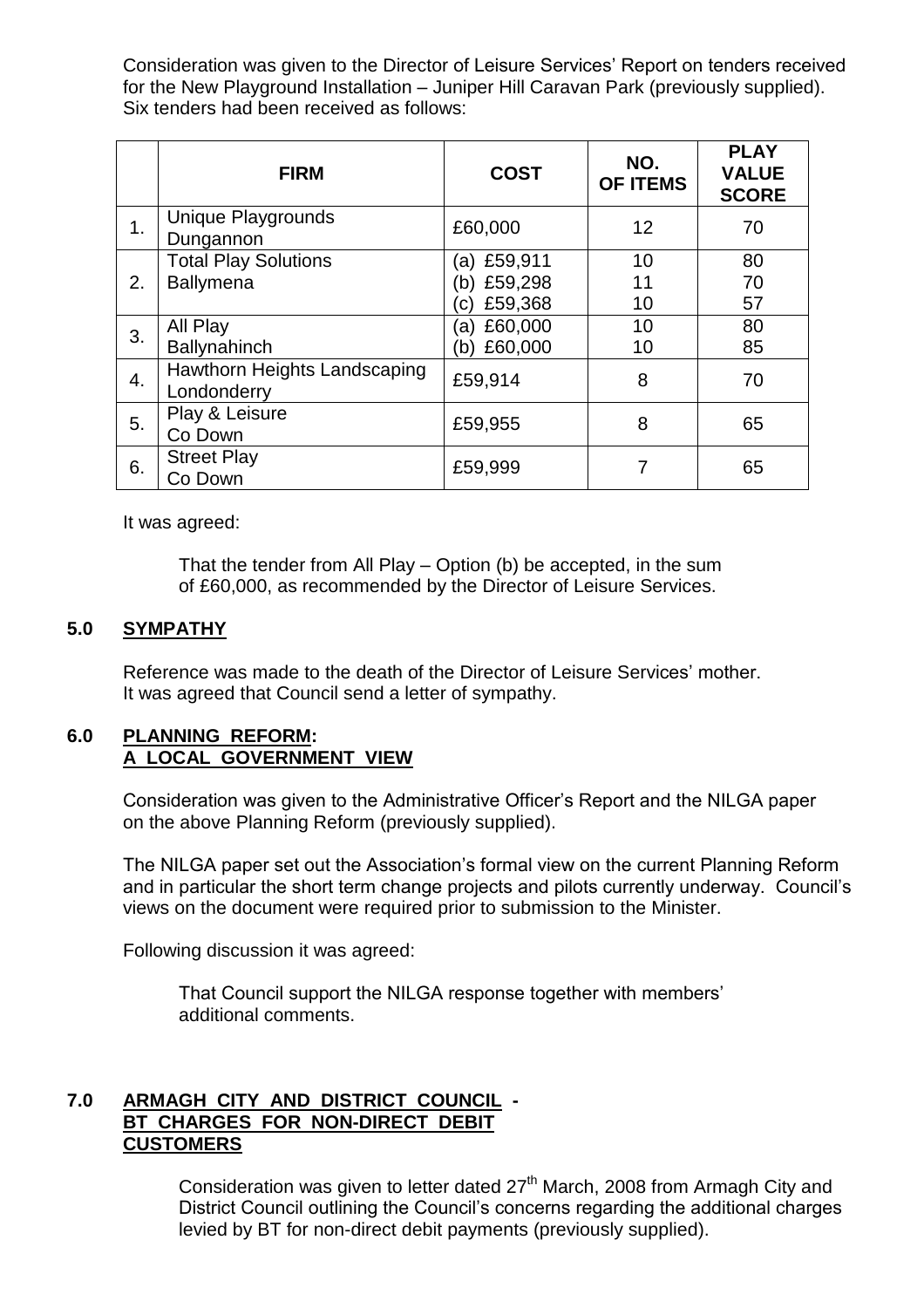Consideration was given to the Director of Leisure Services' Report on tenders received for the New Playground Installation – Juniper Hill Caravan Park (previously supplied). Six tenders had been received as follows:

| | FIRM | COST | NO. OF ITEMS | PLAY VALUE SCORE |
|---|---|---|---|---|
| 1. | Unique Playgrounds Dungannon | £60,000 | 12 | 70 |
| 2. | Total Play Solutions Ballymena | (a) £59,911<br>(b) £59,298<br>(c) £59,368 | 10<br>11<br>10 | 80<br>70<br>57 |
| 3. | All Play Ballynahinch | (a) £60,000<br>(b) £60,000 | 10<br>10 | 80<br>85 |
| 4. | Hawthorn Heights Landscaping Londonderry | £59,914 | 8 | 70 |
| 5. | Play & Leisure Co Down | £59,955 | 8 | 65 |
| 6. | Street Play Co Down | £59,999 | 7 | 65 |

It was agreed:

> That the tender from All Play – Option (b) be accepted, in the sum of £60,000, as recommended by the Director of Leisure Services.

## 5.0 SYMPATHY

Reference was made to the death of the Director of Leisure Services' mother. It was agreed that Council send a letter of sympathy.

## 6.0 PLANNING REFORM: A LOCAL GOVERNMENT VIEW

Consideration was given to the Administrative Officer's Report and the NILGA paper on the above Planning Reform (previously supplied).

The NILGA paper set out the Association's formal view on the current Planning Reform and in particular the short term change projects and pilots currently underway. Council's views on the document were required prior to submission to the Minister.

Following discussion it was agreed:

> That Council support the NILGA response together with members' additional comments.

## 7.0 ARMAGH CITY AND DISTRICT COUNCIL - BT CHARGES FOR NON-DIRECT DEBIT CUSTOMERS

Consideration was given to letter dated 27th March, 2008 from Armagh City and District Council outlining the Council's concerns regarding the additional charges levied by BT for non-direct debit payments (previously supplied).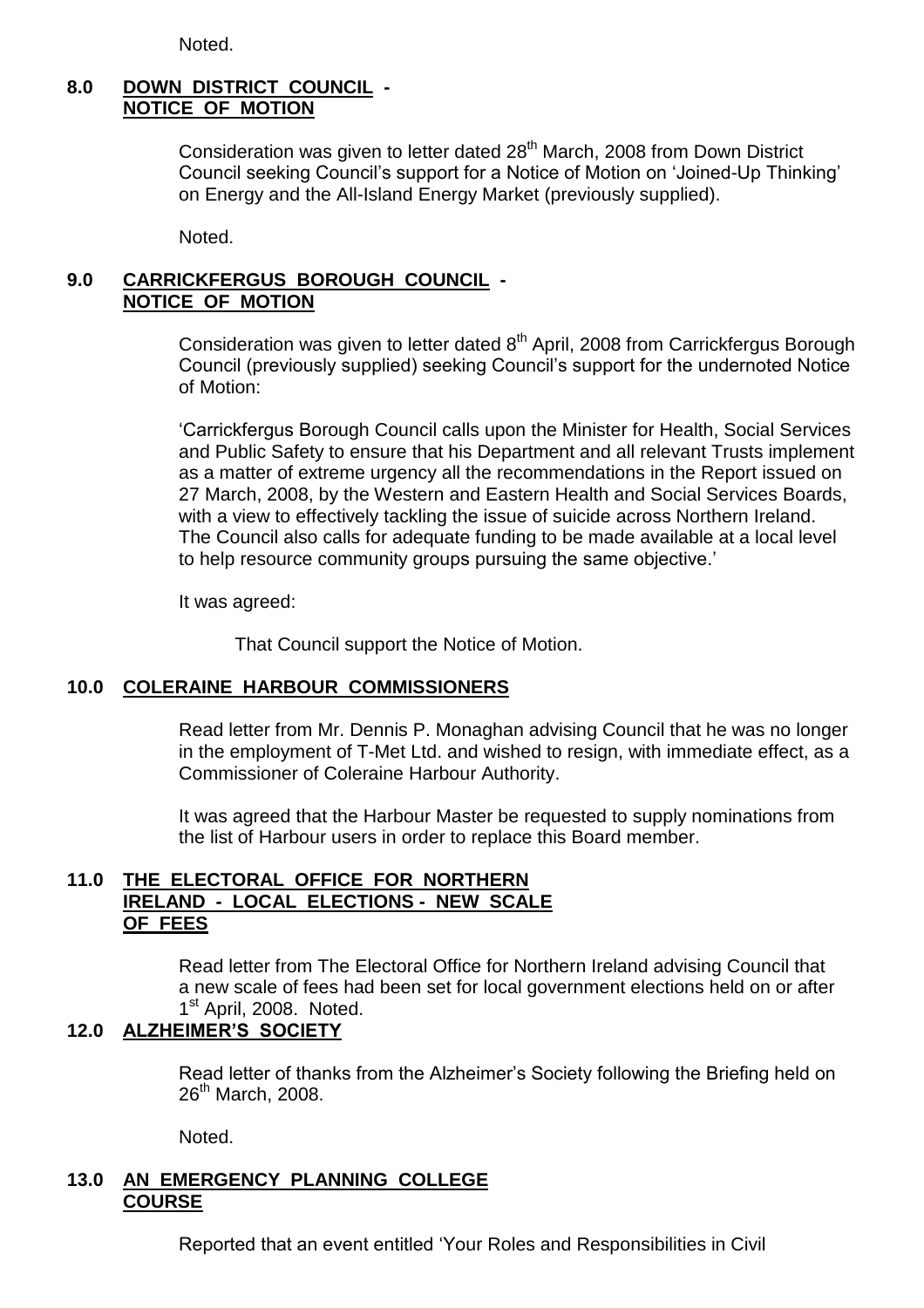Noted.

## 8.0 DOWN DISTRICT COUNCIL - NOTICE OF MOTION

Consideration was given to letter dated 28th March, 2008 from Down District Council seeking Council's support for a Notice of Motion on 'Joined-Up Thinking' on Energy and the All-Island Energy Market (previously supplied).

Noted.

## 9.0 CARRICKFERGUS BOROUGH COUNCIL - NOTICE OF MOTION

Consideration was given to letter dated 8th April, 2008 from Carrickfergus Borough Council (previously supplied) seeking Council's support for the undernoted Notice of Motion:

'Carrickfergus Borough Council calls upon the Minister for Health, Social Services and Public Safety to ensure that his Department and all relevant Trusts implement as a matter of extreme urgency all the recommendations in the Report issued on 27 March, 2008, by the Western and Eastern Health and Social Services Boards, with a view to effectively tackling the issue of suicide across Northern Ireland. The Council also calls for adequate funding to be made available at a local level to help resource community groups pursuing the same objective.'

It was agreed:

That Council support the Notice of Motion.

## 10.0 COLERAINE HARBOUR COMMISSIONERS

Read letter from Mr. Dennis P. Monaghan advising Council that he was no longer in the employment of T-Met Ltd. and wished to resign, with immediate effect, as a Commissioner of Coleraine Harbour Authority.

It was agreed that the Harbour Master be requested to supply nominations from the list of Harbour users in order to replace this Board member.

## 11.0 THE ELECTORAL OFFICE FOR NORTHERN IRELAND - LOCAL ELECTIONS - NEW SCALE OF FEES

Read letter from The Electoral Office for Northern Ireland advising Council that a new scale of fees had been set for local government elections held on or after 1st April, 2008. Noted.

## 12.0 ALZHEIMER'S SOCIETY

Read letter of thanks from the Alzheimer's Society following the Briefing held on 26th March, 2008.

Noted.

## 13.0 AN EMERGENCY PLANNING COLLEGE COURSE

Reported that an event entitled 'Your Roles and Responsibilities in Civil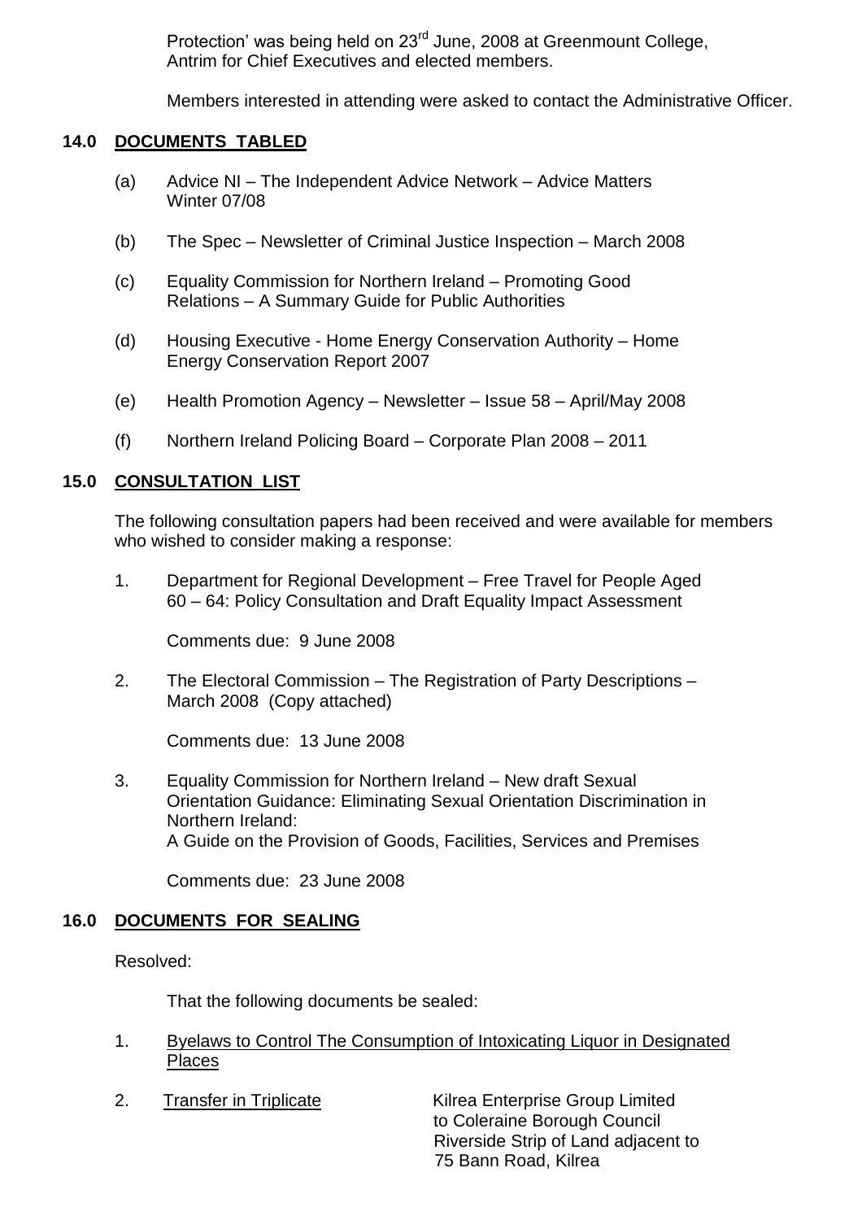Protection' was being held on 23rd June, 2008 at Greenmount College, Antrim for Chief Executives and elected members.

Members interested in attending were asked to contact the Administrative Officer.

## 14.0 DOCUMENTS TABLED

(a) Advice NI – The Independent Advice Network – Advice Matters Winter 07/08

(b) The Spec – Newsletter of Criminal Justice Inspection – March 2008

(c) Equality Commission for Northern Ireland – Promoting Good Relations – A Summary Guide for Public Authorities

(d) Housing Executive - Home Energy Conservation Authority – Home Energy Conservation Report 2007

(e) Health Promotion Agency – Newsletter – Issue 58 – April/May 2008

(f) Northern Ireland Policing Board – Corporate Plan 2008 – 2011

## 15.0 CONSULTATION LIST

The following consultation papers had been received and were available for members who wished to consider making a response:

1. Department for Regional Development – Free Travel for People Aged 60 – 64: Policy Consultation and Draft Equality Impact Assessment

   Comments due: 9 June 2008

2. The Electoral Commission – The Registration of Party Descriptions – March 2008 (Copy attached)

   Comments due: 13 June 2008

3. Equality Commission for Northern Ireland – New draft Sexual Orientation Guidance: Eliminating Sexual Orientation Discrimination in Northern Ireland:
   A Guide on the Provision of Goods, Facilities, Services and Premises

   Comments due: 23 June 2008

## 16.0 DOCUMENTS FOR SEALING

Resolved:

That the following documents be sealed:

1. Byelaws to Control The Consumption of Intoxicating Liquor in Designated Places

2. Transfer in Triplicate — Kilrea Enterprise Group Limited to Coleraine Borough Council Riverside Strip of Land adjacent to 75 Bann Road, Kilrea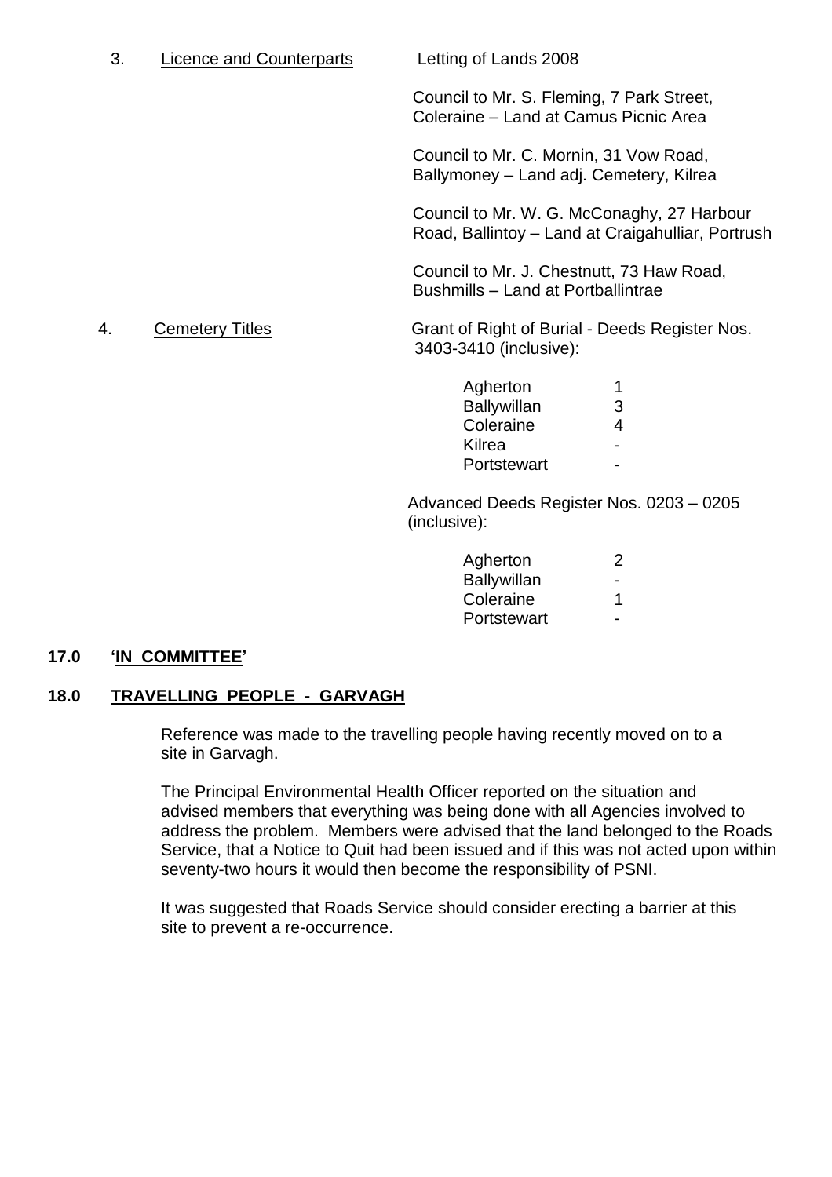3. Licence and Counterparts — Letting of Lands 2008

Council to Mr. S. Fleming, 7 Park Street, Coleraine – Land at Camus Picnic Area

Council to Mr. C. Mornin, 31 Vow Road, Ballymoney – Land adj. Cemetery, Kilrea

Council to Mr. W. G. McConaghy, 27 Harbour Road, Ballintoy – Land at Craigahulliar, Portrush

Council to Mr. J. Chestnutt, 73 Haw Road, Bushmills – Land at Portballintrae

4. Cemetery Titles — Grant of Right of Burial - Deeds Register Nos. 3403-3410 (inclusive):

| | |
|---|---|
| Agherton | 1 |
| Ballywillan | 3 |
| Coleraine | 4 |
| Kilrea | - |
| Portstewart | - |

Advanced Deeds Register Nos. 0203 – 0205 (inclusive):

| | |
|---|---|
| Agherton | 2 |
| Ballywillan | - |
| Coleraine | 1 |
| Portstewart | - |

## 17.0 'IN COMMITTEE'

## 18.0 TRAVELLING PEOPLE - GARVAGH

Reference was made to the travelling people having recently moved on to a site in Garvagh.

The Principal Environmental Health Officer reported on the situation and advised members that everything was being done with all Agencies involved to address the problem. Members were advised that the land belonged to the Roads Service, that a Notice to Quit had been issued and if this was not acted upon within seventy-two hours it would then become the responsibility of PSNI.

It was suggested that Roads Service should consider erecting a barrier at this site to prevent a re-occurrence.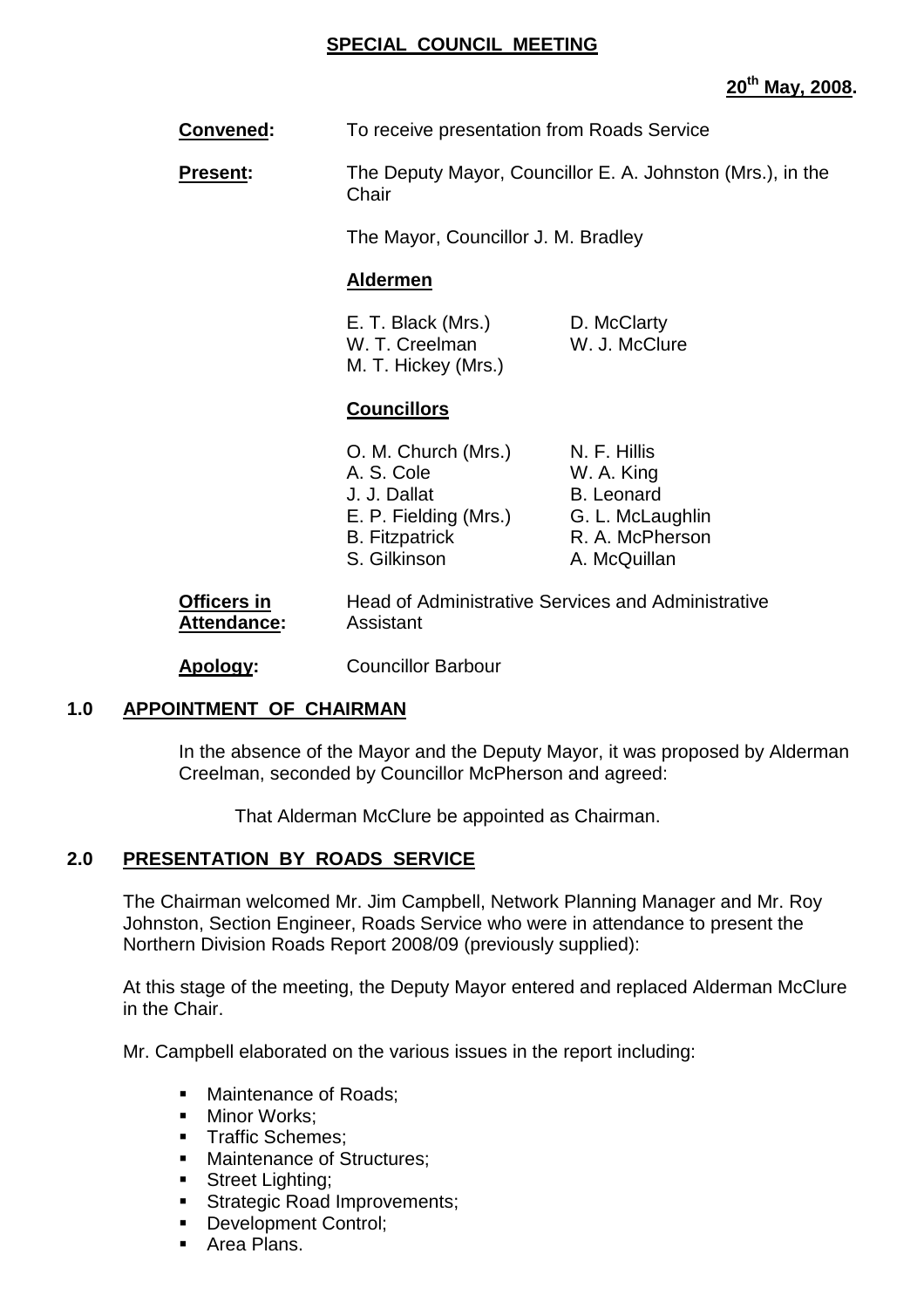# SPECIAL COUNCIL MEETING

**20th May, 2008.**

**Convened:** To receive presentation from Roads Service

**Present:** The Deputy Mayor, Councillor E. A. Johnston (Mrs.), in the Chair

The Mayor, Councillor J. M. Bradley

**Aldermen**

E. T. Black (Mrs.)
W. T. Creelman
M. T. Hickey (Mrs.)
D. McClarty
W. J. McClure

**Councillors**

O. M. Church (Mrs.)
A. S. Cole
J. J. Dallat
E. P. Fielding (Mrs.)
B. Fitzpatrick
S. Gilkinson
N. F. Hillis
W. A. King
B. Leonard
G. L. McLaughlin
R. A. McPherson
A. McQuillan

**Officers in Attendance:** Head of Administrative Services and Administrative Assistant

**Apology:** Councillor Barbour

## 1.0 APPOINTMENT OF CHAIRMAN

In the absence of the Mayor and the Deputy Mayor, it was proposed by Alderman Creelman, seconded by Councillor McPherson and agreed:

That Alderman McClure be appointed as Chairman.

## 2.0 PRESENTATION BY ROADS SERVICE

The Chairman welcomed Mr. Jim Campbell, Network Planning Manager and Mr. Roy Johnston, Section Engineer, Roads Service who were in attendance to present the Northern Division Roads Report 2008/09 (previously supplied):

At this stage of the meeting, the Deputy Mayor entered and replaced Alderman McClure in the Chair.

Mr. Campbell elaborated on the various issues in the report including:

- Maintenance of Roads;
- Minor Works;
- Traffic Schemes;
- Maintenance of Structures;
- Street Lighting;
- Strategic Road Improvements;
- Development Control;
- Area Plans.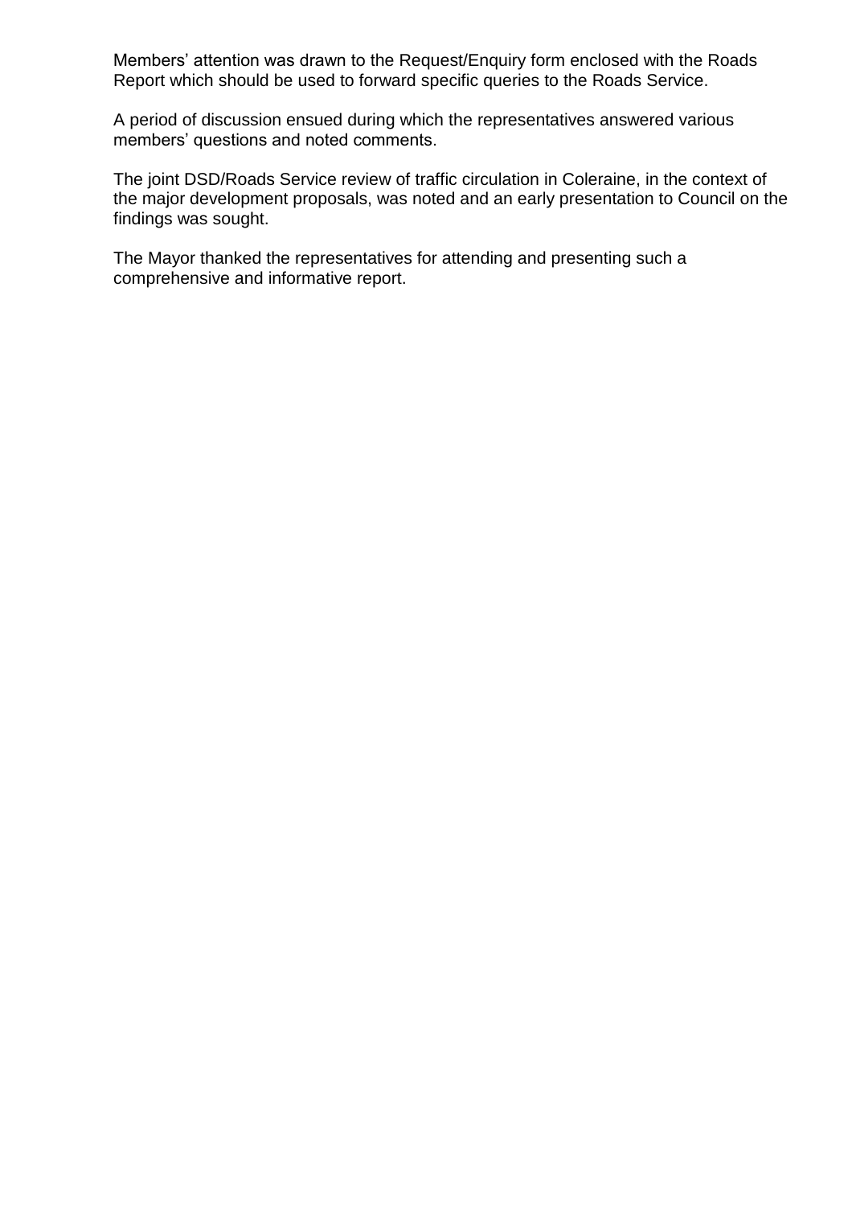Members' attention was drawn to the Request/Enquiry form enclosed with the Roads Report which should be used to forward specific queries to the Roads Service.

A period of discussion ensued during which the representatives answered various members' questions and noted comments.

The joint DSD/Roads Service review of traffic circulation in Coleraine, in the context of the major development proposals, was noted and an early presentation to Council on the findings was sought.

The Mayor thanked the representatives for attending and presenting such a comprehensive and informative report.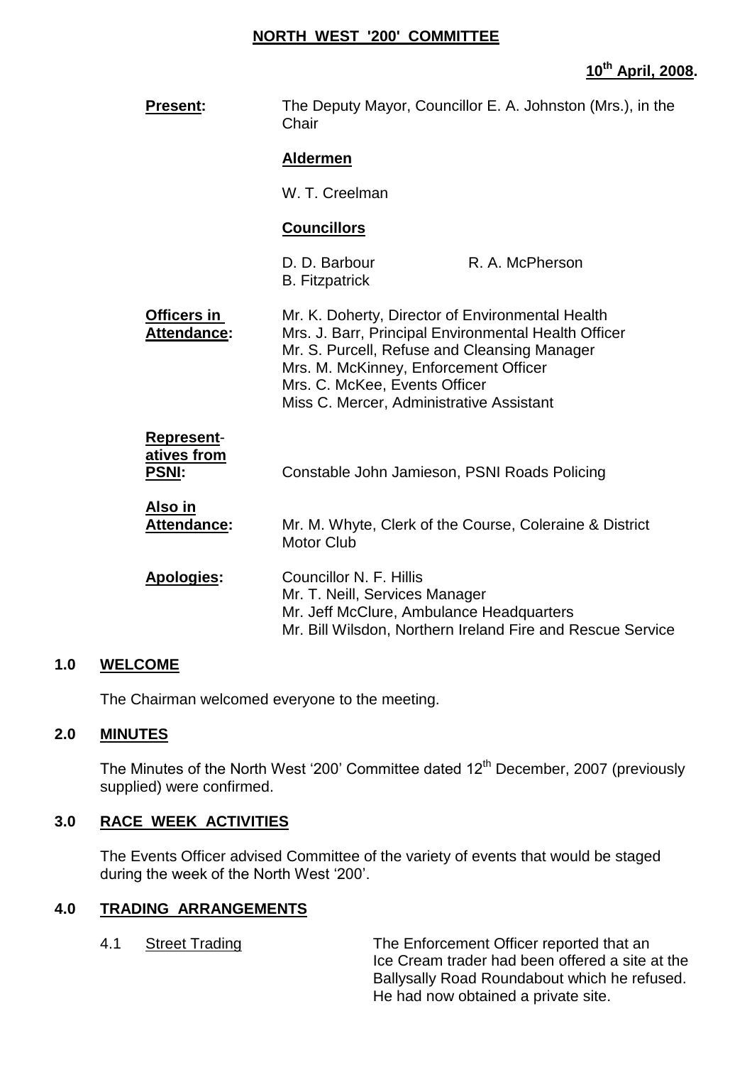# NORTH WEST '200' COMMITTEE

**10th April, 2008.**

**Present:** The Deputy Mayor, Councillor E. A. Johnston (Mrs.), in the Chair

**Aldermen**

W. T. Creelman

**Councillors**

D. D. Barbour
R. A. McPherson
B. Fitzpatrick

**Officers in Attendance:**
Mr. K. Doherty, Director of Environmental Health
Mrs. J. Barr, Principal Environmental Health Officer
Mr. S. Purcell, Refuse and Cleansing Manager
Mrs. M. McKinney, Enforcement Officer
Mrs. C. McKee, Events Officer
Miss C. Mercer, Administrative Assistant

**Representatives from PSNI:** Constable John Jamieson, PSNI Roads Policing

**Also in Attendance:** Mr. M. Whyte, Clerk of the Course, Coleraine & District Motor Club

**Apologies:**
Councillor N. F. Hillis
Mr. T. Neill, Services Manager
Mr. Jeff McClure, Ambulance Headquarters
Mr. Bill Wilsdon, Northern Ireland Fire and Rescue Service

## 1.0 WELCOME

The Chairman welcomed everyone to the meeting.

## 2.0 MINUTES

The Minutes of the North West '200' Committee dated 12th December, 2007 (previously supplied) were confirmed.

## 3.0 RACE WEEK ACTIVITIES

The Events Officer advised Committee of the variety of events that would be staged during the week of the North West '200'.

## 4.0 TRADING ARRANGEMENTS

4.1 Street Trading

The Enforcement Officer reported that an Ice Cream trader had been offered a site at the Ballysally Road Roundabout which he refused. He had now obtained a private site.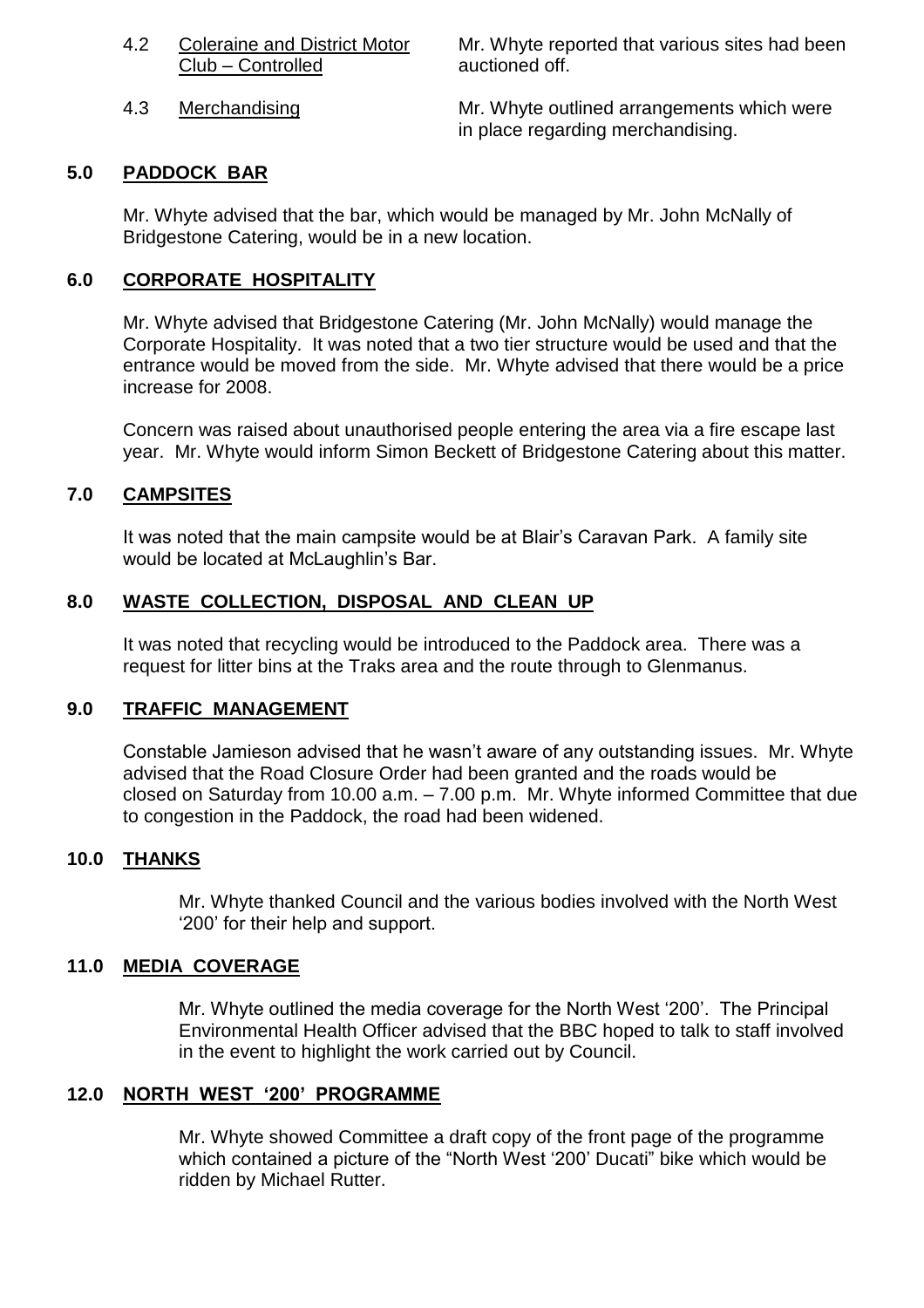4.2 Coleraine and District Motor Club – Controlled — Mr. Whyte reported that various sites had been auctioned off.

4.3 Merchandising — Mr. Whyte outlined arrangements which were in place regarding merchandising.

## 5.0 PADDOCK BAR

Mr. Whyte advised that the bar, which would be managed by Mr. John McNally of Bridgestone Catering, would be in a new location.

## 6.0 CORPORATE HOSPITALITY

Mr. Whyte advised that Bridgestone Catering (Mr. John McNally) would manage the Corporate Hospitality. It was noted that a two tier structure would be used and that the entrance would be moved from the side. Mr. Whyte advised that there would be a price increase for 2008.

Concern was raised about unauthorised people entering the area via a fire escape last year. Mr. Whyte would inform Simon Beckett of Bridgestone Catering about this matter.

## 7.0 CAMPSITES

It was noted that the main campsite would be at Blair's Caravan Park. A family site would be located at McLaughlin's Bar.

## 8.0 WASTE COLLECTION, DISPOSAL AND CLEAN UP

It was noted that recycling would be introduced to the Paddock area. There was a request for litter bins at the Traks area and the route through to Glenmanus.

## 9.0 TRAFFIC MANAGEMENT

Constable Jamieson advised that he wasn't aware of any outstanding issues. Mr. Whyte advised that the Road Closure Order had been granted and the roads would be closed on Saturday from 10.00 a.m. – 7.00 p.m. Mr. Whyte informed Committee that due to congestion in the Paddock, the road had been widened.

## 10.0 THANKS

Mr. Whyte thanked Council and the various bodies involved with the North West '200' for their help and support.

## 11.0 MEDIA COVERAGE

Mr. Whyte outlined the media coverage for the North West '200'. The Principal Environmental Health Officer advised that the BBC hoped to talk to staff involved in the event to highlight the work carried out by Council.

## 12.0 NORTH WEST '200' PROGRAMME

Mr. Whyte showed Committee a draft copy of the front page of the programme which contained a picture of the "North West '200' Ducati" bike which would be ridden by Michael Rutter.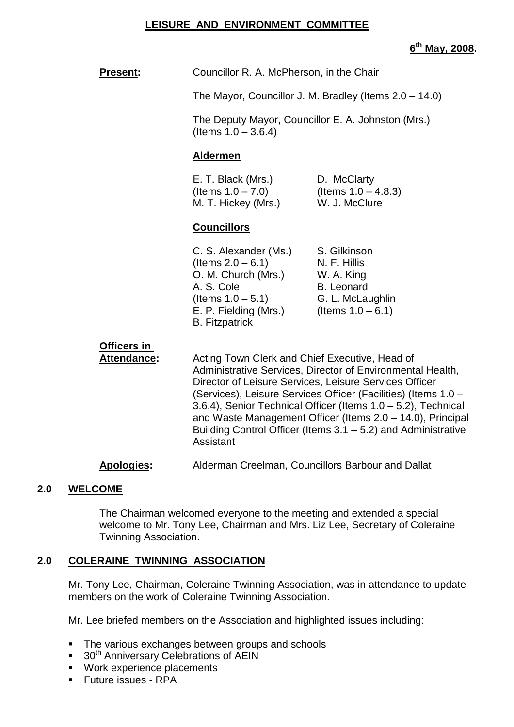# LEISURE AND ENVIRONMENT COMMITTEE

**6th May, 2008.**

**Present:** Councillor R. A. McPherson, in the Chair

The Mayor, Councillor J. M. Bradley (Items 2.0 – 14.0)

The Deputy Mayor, Councillor E. A. Johnston (Mrs.) (Items 1.0 – 3.6.4)

**Aldermen**

E. T. Black (Mrs.) (Items 1.0 – 7.0)
M. T. Hickey (Mrs.)
D. McClarty (Items 1.0 – 4.8.3)
W. J. McClure

**Councillors**

C. S. Alexander (Ms.) (Items 2.0 – 6.1)
O. M. Church (Mrs.)
A. S. Cole (Items 1.0 – 5.1)
E. P. Fielding (Mrs.)
B. Fitzpatrick
S. Gilkinson
N. F. Hillis
W. A. King
B. Leonard
G. L. McLaughlin (Items 1.0 – 6.1)

**Officers in Attendance:** Acting Town Clerk and Chief Executive, Head of Administrative Services, Director of Environmental Health, Director of Leisure Services, Leisure Services Officer (Services), Leisure Services Officer (Facilities) (Items 1.0 – 3.6.4), Senior Technical Officer (Items 1.0 – 5.2), Technical and Waste Management Officer (Items 2.0 – 14.0), Principal Building Control Officer (Items 3.1 – 5.2) and Administrative Assistant

**Apologies:** Alderman Creelman, Councillors Barbour and Dallat

## 2.0 WELCOME

The Chairman welcomed everyone to the meeting and extended a special welcome to Mr. Tony Lee, Chairman and Mrs. Liz Lee, Secretary of Coleraine Twinning Association.

## 2.0 COLERAINE TWINNING ASSOCIATION

Mr. Tony Lee, Chairman, Coleraine Twinning Association, was in attendance to update members on the work of Coleraine Twinning Association.

Mr. Lee briefed members on the Association and highlighted issues including:

- The various exchanges between groups and schools
- 30th Anniversary Celebrations of AEIN
- Work experience placements
- Future issues - RPA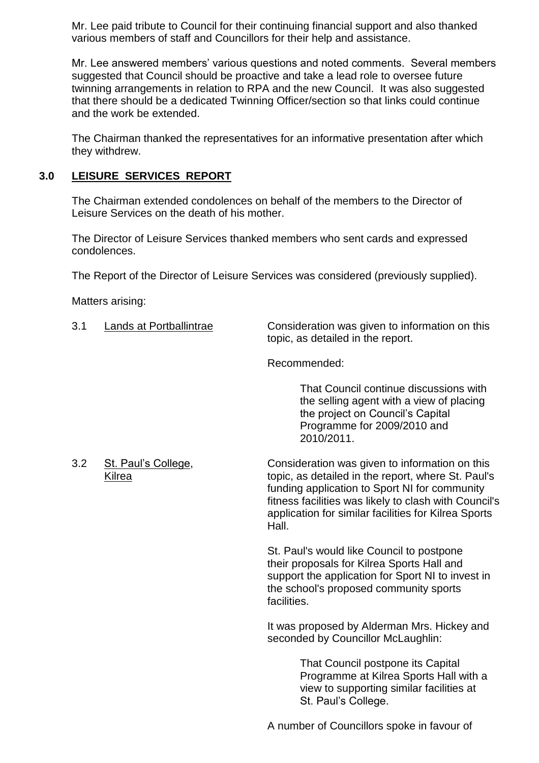Mr. Lee paid tribute to Council for their continuing financial support and also thanked various members of staff and Councillors for their help and assistance.

Mr. Lee answered members' various questions and noted comments. Several members suggested that Council should be proactive and take a lead role to oversee future twinning arrangements in relation to RPA and the new Council. It was also suggested that there should be a dedicated Twinning Officer/section so that links could continue and the work be extended.

The Chairman thanked the representatives for an informative presentation after which they withdrew.

## 3.0 LEISURE SERVICES REPORT

The Chairman extended condolences on behalf of the members to the Director of Leisure Services on the death of his mother.

The Director of Leisure Services thanked members who sent cards and expressed condolences.

The Report of the Director of Leisure Services was considered (previously supplied).

Matters arising:

3.1 Lands at Portballintrae

Consideration was given to information on this topic, as detailed in the report.

Recommended:

> That Council continue discussions with the selling agent with a view of placing the project on Council's Capital Programme for 2009/2010 and 2010/2011.

3.2 St. Paul's College, Kilrea

Consideration was given to information on this topic, as detailed in the report, where St. Paul's funding application to Sport NI for community fitness facilities was likely to clash with Council's application for similar facilities for Kilrea Sports Hall.

St. Paul's would like Council to postpone their proposals for Kilrea Sports Hall and support the application for Sport NI to invest in the school's proposed community sports facilities.

It was proposed by Alderman Mrs. Hickey and seconded by Councillor McLaughlin:

> That Council postpone its Capital Programme at Kilrea Sports Hall with a view to supporting similar facilities at St. Paul's College.

A number of Councillors spoke in favour of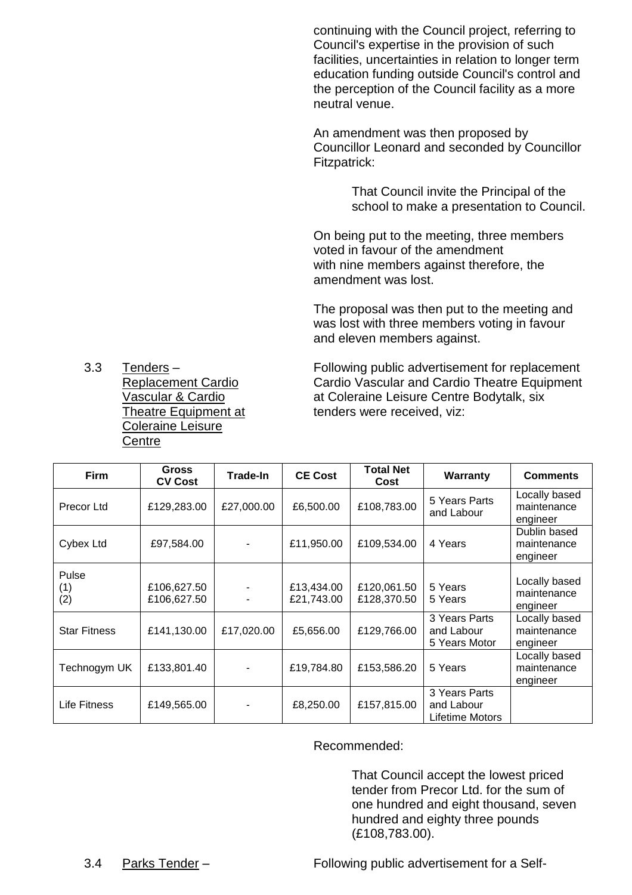continuing with the Council project, referring to Council's expertise in the provision of such facilities, uncertainties in relation to longer term education funding outside Council's control and the perception of the Council facility as a more neutral venue.

An amendment was then proposed by Councillor Leonard and seconded by Councillor Fitzpatrick:

> That Council invite the Principal of the school to make a presentation to Council.

On being put to the meeting, three members voted in favour of the amendment with nine members against therefore, the amendment was lost.

The proposal was then put to the meeting and was lost with three members voting in favour and eleven members against.

3.3 Tenders – Replacement Cardio Vascular & Cardio Theatre Equipment at Coleraine Leisure Centre

Following public advertisement for replacement Cardio Vascular and Cardio Theatre Equipment at Coleraine Leisure Centre Bodytalk, six tenders were received, viz:

| Firm | Gross CV Cost | Trade-In | CE Cost | Total Net Cost | Warranty | Comments |
|---|---|---|---|---|---|---|
| Precor Ltd | £129,283.00 | £27,000.00 | £6,500.00 | £108,783.00 | 5 Years Parts and Labour | Locally based maintenance engineer |
| Cybex Ltd | £97,584.00 | - | £11,950.00 | £109,534.00 | 4 Years | Dublin based maintenance engineer |
| Pulse (1) | £106,627.50 | - | £13,434.00 | £120,061.50 | 5 Years | Locally based maintenance engineer |
| Pulse (2) | £106,627.50 | - | £21,743.00 | £128,370.50 | 5 Years | |
| Star Fitness | £141,130.00 | £17,020.00 | £5,656.00 | £129,766.00 | 3 Years Parts and Labour 5 Years Motor | Locally based maintenance engineer |
| Technogym UK | £133,801.40 | - | £19,784.80 | £153,586.20 | 5 Years | Locally based maintenance engineer |
| Life Fitness | £149,565.00 | - | £8,250.00 | £157,815.00 | 3 Years Parts and Labour Lifetime Motors | |

Recommended:

> That Council accept the lowest priced tender from Precor Ltd. for the sum of one hundred and eight thousand, seven hundred and eighty three pounds (£108,783.00).

3.4 Parks Tender – Following public advertisement for a Self-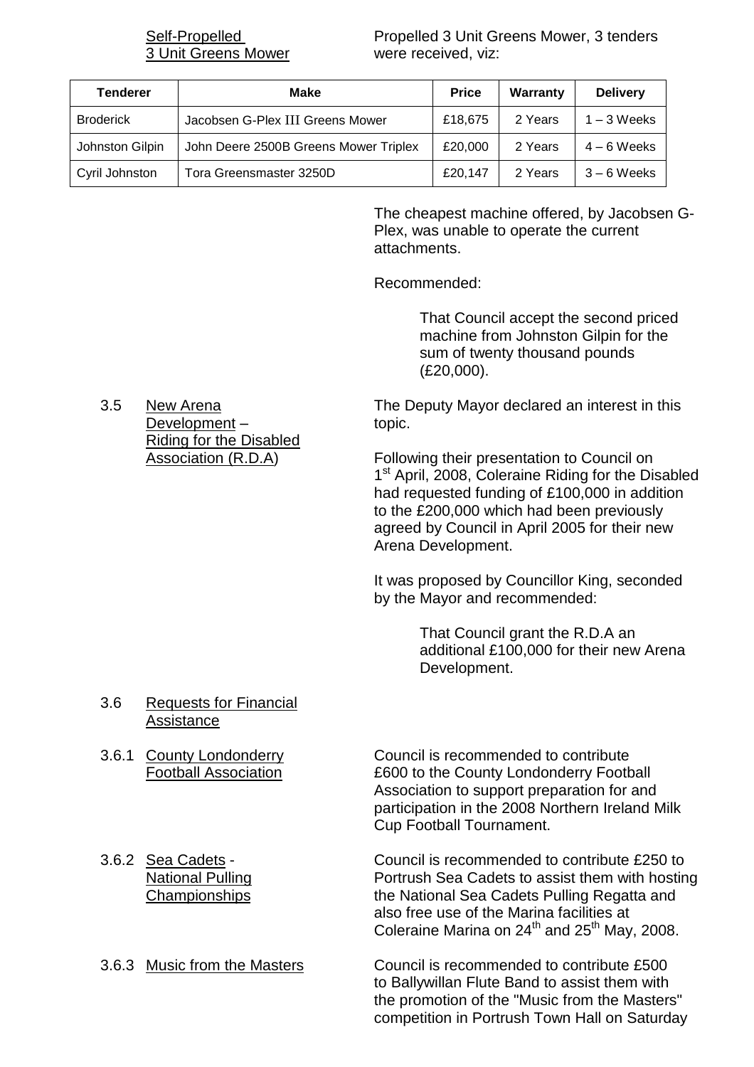Self-Propelled 3 Unit Greens Mower

Propelled 3 Unit Greens Mower, 3 tenders were received, viz:

| Tenderer | Make | Price | Warranty | Delivery |
|---|---|---|---|---|
| Broderick | Jacobsen G-Plex III Greens Mower | £18,675 | 2 Years | 1 – 3 Weeks |
| Johnston Gilpin | John Deere 2500B Greens Mower Triplex | £20,000 | 2 Years | 4 – 6 Weeks |
| Cyril Johnston | Tora Greensmaster 3250D | £20,147 | 2 Years | 3 – 6 Weeks |

The cheapest machine offered, by Jacobsen G-Plex, was unable to operate the current attachments.

Recommended:

> That Council accept the second priced machine from Johnston Gilpin for the sum of twenty thousand pounds (£20,000).

3.5 New Arena Development – Riding for the Disabled Association (R.D.A)

The Deputy Mayor declared an interest in this topic.

Following their presentation to Council on 1st April, 2008, Coleraine Riding for the Disabled had requested funding of £100,000 in addition to the £200,000 which had been previously agreed by Council in April 2005 for their new Arena Development.

It was proposed by Councillor King, seconded by the Mayor and recommended:

> That Council grant the R.D.A an additional £100,000 for their new Arena Development.

3.6 Requests for Financial Assistance

3.6.1 County Londonderry Football Association

Council is recommended to contribute £600 to the County Londonderry Football Association to support preparation for and participation in the 2008 Northern Ireland Milk Cup Football Tournament.

3.6.2 Sea Cadets - National Pulling Championships

Council is recommended to contribute £250 to Portrush Sea Cadets to assist them with hosting the National Sea Cadets Pulling Regatta and also free use of the Marina facilities at Coleraine Marina on 24th and 25th May, 2008.

3.6.3 Music from the Masters

Council is recommended to contribute £500 to Ballywillan Flute Band to assist them with the promotion of the "Music from the Masters" competition in Portrush Town Hall on Saturday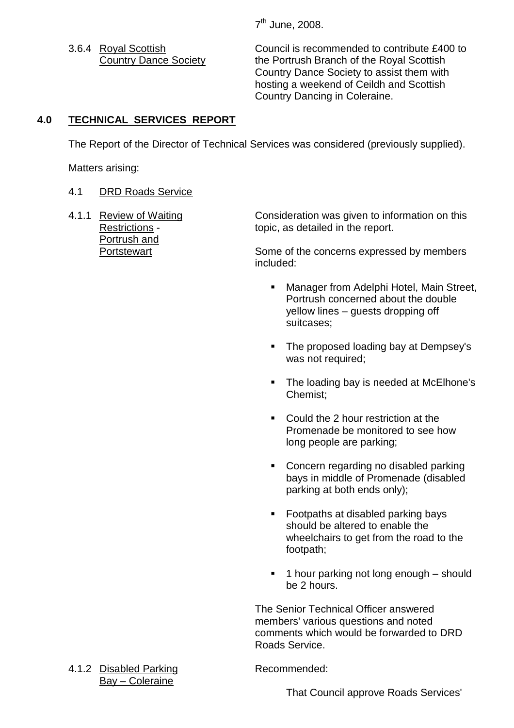7th June, 2008.

3.6.4 Royal Scottish Country Dance Society

Council is recommended to contribute £400 to the Portrush Branch of the Royal Scottish Country Dance Society to assist them with hosting a weekend of Ceildh and Scottish Country Dancing in Coleraine.

## 4.0 TECHNICAL SERVICES REPORT

The Report of the Director of Technical Services was considered (previously supplied).

Matters arising:

4.1 DRD Roads Service

4.1.1 Review of Waiting Restrictions - Portrush and Portstewart

Consideration was given to information on this topic, as detailed in the report.

Some of the concerns expressed by members included:

- Manager from Adelphi Hotel, Main Street, Portrush concerned about the double yellow lines – guests dropping off suitcases;
- The proposed loading bay at Dempsey's was not required;
- The loading bay is needed at McElhone's Chemist;
- Could the 2 hour restriction at the Promenade be monitored to see how long people are parking;
- Concern regarding no disabled parking bays in middle of Promenade (disabled parking at both ends only);
- Footpaths at disabled parking bays should be altered to enable the wheelchairs to get from the road to the footpath;
- 1 hour parking not long enough – should be 2 hours.

The Senior Technical Officer answered members' various questions and noted comments which would be forwarded to DRD Roads Service.

4.1.2 Disabled Parking Bay – Coleraine

Recommended:

That Council approve Roads Services'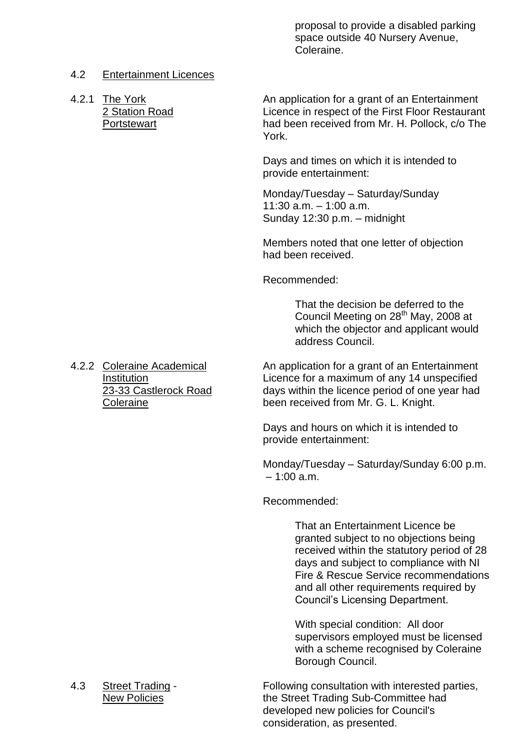proposal to provide a disabled parking space outside 40 Nursery Avenue, Coleraine.

4.2 Entertainment Licences

4.2.1 The York
2 Station Road
Portstewart

An application for a grant of an Entertainment Licence in respect of the First Floor Restaurant had been received from Mr. H. Pollock, c/o The York.

Days and times on which it is intended to provide entertainment:

Monday/Tuesday – Saturday/Sunday
11:30 a.m. – 1:00 a.m.
Sunday 12:30 p.m. – midnight

Members noted that one letter of objection had been received.

Recommended:

> That the decision be deferred to the Council Meeting on 28th May, 2008 at which the objector and applicant would address Council.

4.2.2 Coleraine Academical Institution
23-33 Castlerock Road
Coleraine

An application for a grant of an Entertainment Licence for a maximum of any 14 unspecified days within the licence period of one year had been received from Mr. G. L. Knight.

Days and hours on which it is intended to provide entertainment:

Monday/Tuesday – Saturday/Sunday 6:00 p.m. – 1:00 a.m.

Recommended:

> That an Entertainment Licence be granted subject to no objections being received within the statutory period of 28 days and subject to compliance with NI Fire & Rescue Service recommendations and all other requirements required by Council's Licensing Department.
>
> With special condition: All door supervisors employed must be licensed with a scheme recognised by Coleraine Borough Council.

4.3 Street Trading - New Policies

Following consultation with interested parties, the Street Trading Sub-Committee had developed new policies for Council's consideration, as presented.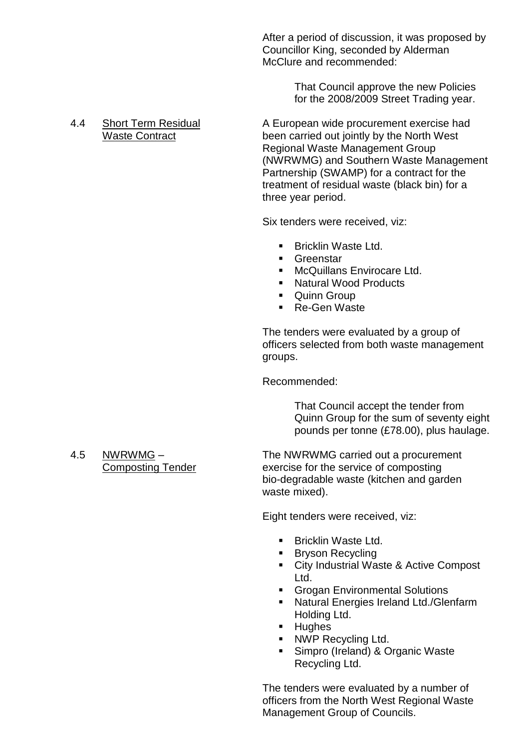After a period of discussion, it was proposed by Councillor King, seconded by Alderman McClure and recommended:

> That Council approve the new Policies for the 2008/2009 Street Trading year.

4.4 Short Term Residual Waste Contract

A European wide procurement exercise had been carried out jointly by the North West Regional Waste Management Group (NWRWMG) and Southern Waste Management Partnership (SWAMP) for a contract for the treatment of residual waste (black bin) for a three year period.

Six tenders were received, viz:

- Bricklin Waste Ltd.
- Greenstar
- McQuillans Envirocare Ltd.
- Natural Wood Products
- Quinn Group
- Re-Gen Waste

The tenders were evaluated by a group of officers selected from both waste management groups.

Recommended:

> That Council accept the tender from Quinn Group for the sum of seventy eight pounds per tonne (£78.00), plus haulage.

4.5 NWRWMG – Composting Tender

The NWRWMG carried out a procurement exercise for the service of composting bio-degradable waste (kitchen and garden waste mixed).

Eight tenders were received, viz:

- Bricklin Waste Ltd.
- Bryson Recycling
- City Industrial Waste & Active Compost Ltd.
- Grogan Environmental Solutions
- Natural Energies Ireland Ltd./Glenfarm Holding Ltd.
- Hughes
- NWP Recycling Ltd.
- Simpro (Ireland) & Organic Waste Recycling Ltd.

The tenders were evaluated by a number of officers from the North West Regional Waste Management Group of Councils.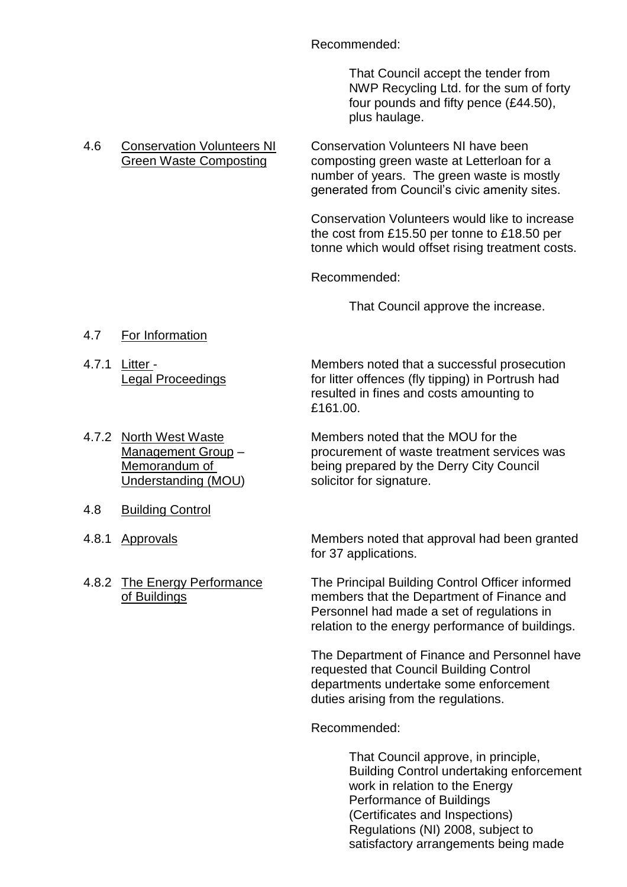Recommended:

> That Council accept the tender from NWP Recycling Ltd. for the sum of forty four pounds and fifty pence (£44.50), plus haulage.

4.6 Conservation Volunteers NI Green Waste Composting

Conservation Volunteers NI have been composting green waste at Letterloan for a number of years. The green waste is mostly generated from Council's civic amenity sites.

Conservation Volunteers would like to increase the cost from £15.50 per tonne to £18.50 per tonne which would offset rising treatment costs.

Recommended:

> That Council approve the increase.

4.7 For Information

4.7.1 Litter - Legal Proceedings

Members noted that a successful prosecution for litter offences (fly tipping) in Portrush had resulted in fines and costs amounting to £161.00.

4.7.2 North West Waste Management Group – Memorandum of Understanding (MOU)

Members noted that the MOU for the procurement of waste treatment services was being prepared by the Derry City Council solicitor for signature.

4.8 Building Control

4.8.1 Approvals

Members noted that approval had been granted for 37 applications.

4.8.2 The Energy Performance of Buildings

The Principal Building Control Officer informed members that the Department of Finance and Personnel had made a set of regulations in relation to the energy performance of buildings.

The Department of Finance and Personnel have requested that Council Building Control departments undertake some enforcement duties arising from the regulations.

Recommended:

> That Council approve, in principle, Building Control undertaking enforcement work in relation to the Energy Performance of Buildings (Certificates and Inspections) Regulations (NI) 2008, subject to satisfactory arrangements being made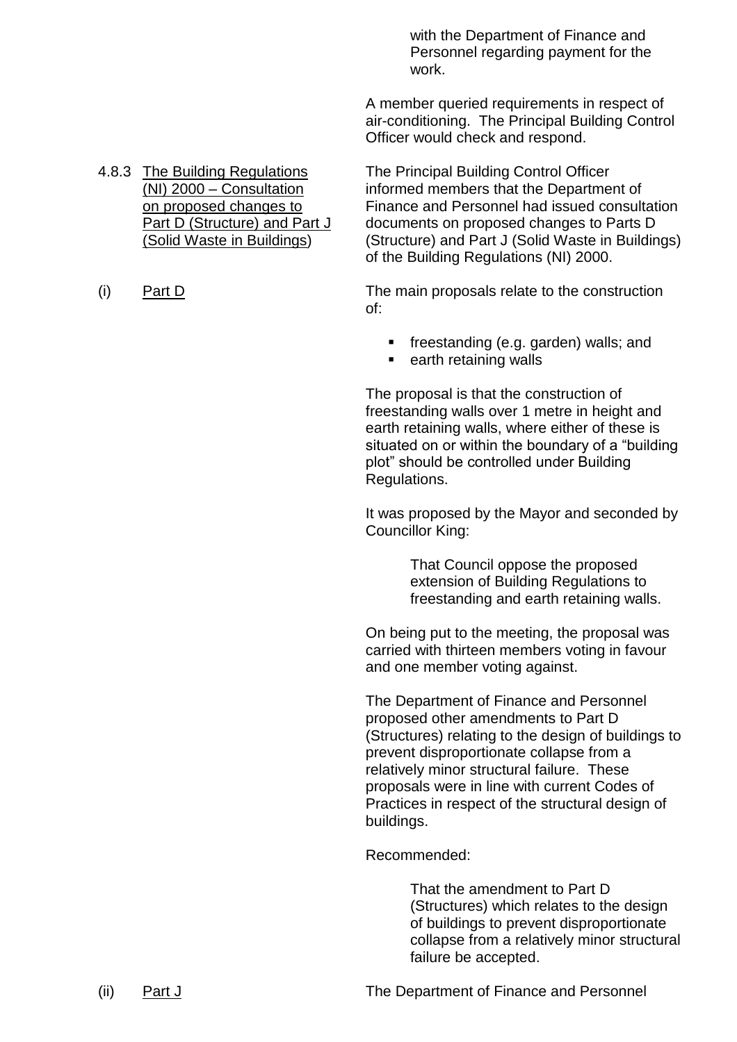with the Department of Finance and Personnel regarding payment for the work.

A member queried requirements in respect of air-conditioning. The Principal Building Control Officer would check and respond.

4.8.3 <u>The Building Regulations (NI) 2000 – Consultation on proposed changes to Part D (Structure) and Part J (Solid Waste in Buildings)</u>

The Principal Building Control Officer informed members that the Department of Finance and Personnel had issued consultation documents on proposed changes to Parts D (Structure) and Part J (Solid Waste in Buildings) of the Building Regulations (NI) 2000.

(i) <u>Part D</u>

The main proposals relate to the construction of:

- freestanding (e.g. garden) walls; and
- earth retaining walls

The proposal is that the construction of freestanding walls over 1 metre in height and earth retaining walls, where either of these is situated on or within the boundary of a "building plot" should be controlled under Building Regulations.

It was proposed by the Mayor and seconded by Councillor King:

> That Council oppose the proposed extension of Building Regulations to freestanding and earth retaining walls.

On being put to the meeting, the proposal was carried with thirteen members voting in favour and one member voting against.

The Department of Finance and Personnel proposed other amendments to Part D (Structures) relating to the design of buildings to prevent disproportionate collapse from a relatively minor structural failure. These proposals were in line with current Codes of Practices in respect of the structural design of buildings.

Recommended:

> That the amendment to Part D (Structures) which relates to the design of buildings to prevent disproportionate collapse from a relatively minor structural failure be accepted.

(ii) <u>Part J</u>

The Department of Finance and Personnel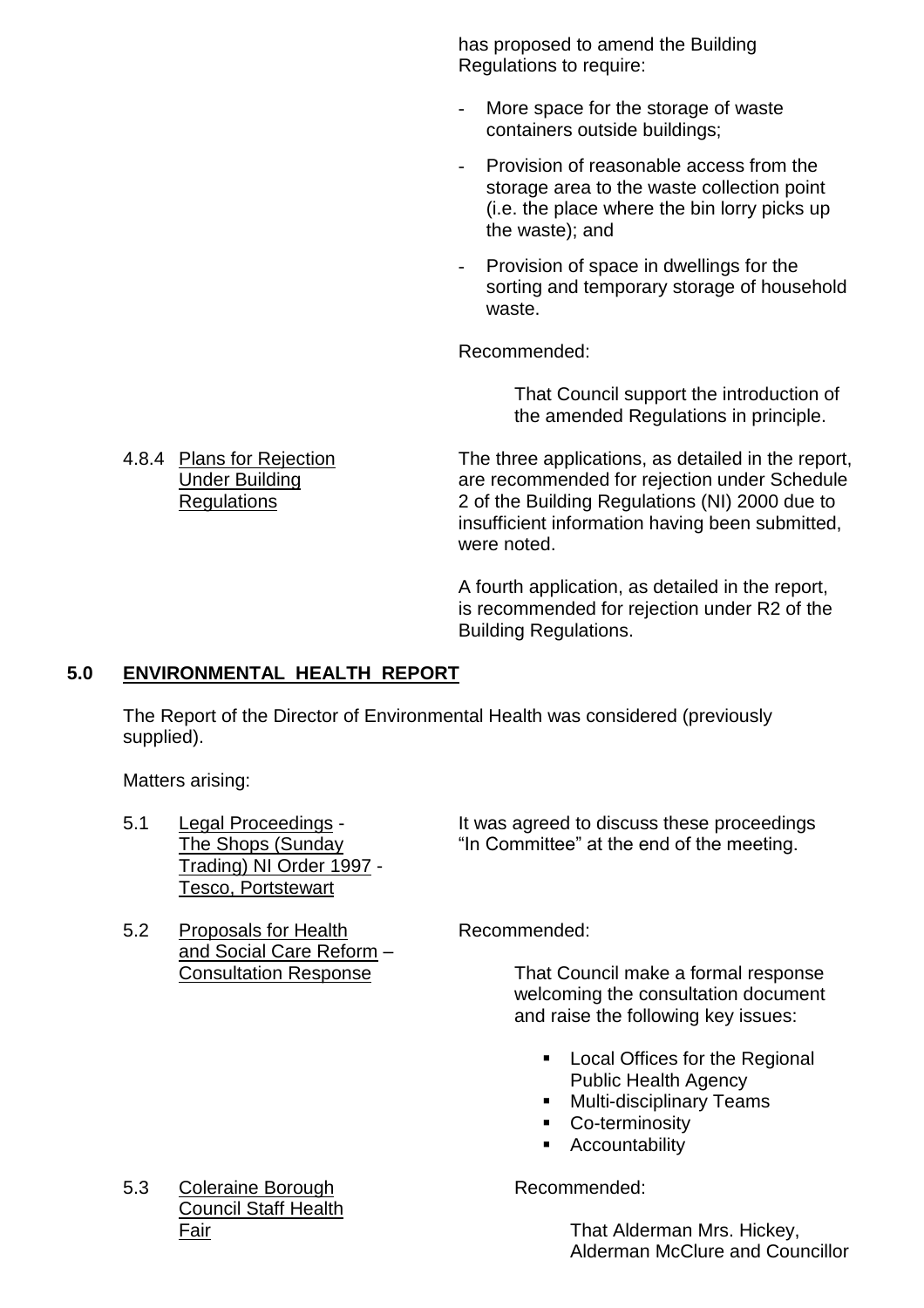has proposed to amend the Building Regulations to require:

- More space for the storage of waste containers outside buildings;
- Provision of reasonable access from the storage area to the waste collection point (i.e. the place where the bin lorry picks up the waste); and
- Provision of space in dwellings for the sorting and temporary storage of household waste.

Recommended:

> That Council support the introduction of the amended Regulations in principle.

4.8.4 Plans for Rejection Under Building Regulations

The three applications, as detailed in the report, are recommended for rejection under Schedule 2 of the Building Regulations (NI) 2000 due to insufficient information having been submitted, were noted.

A fourth application, as detailed in the report, is recommended for rejection under R2 of the Building Regulations.

## 5.0 ENVIRONMENTAL HEALTH REPORT

The Report of the Director of Environmental Health was considered (previously supplied).

Matters arising:

5.1 Legal Proceedings - The Shops (Sunday Trading) NI Order 1997 - Tesco, Portstewart

It was agreed to discuss these proceedings "In Committee" at the end of the meeting.

5.2 Proposals for Health and Social Care Reform – Consultation Response

Recommended:

> That Council make a formal response welcoming the consultation document and raise the following key issues:
>
> - Local Offices for the Regional Public Health Agency
> - Multi-disciplinary Teams
> - Co-terminosity
> - Accountability

5.3 Coleraine Borough Council Staff Health Fair

Recommended:

> That Alderman Mrs. Hickey, Alderman McClure and Councillor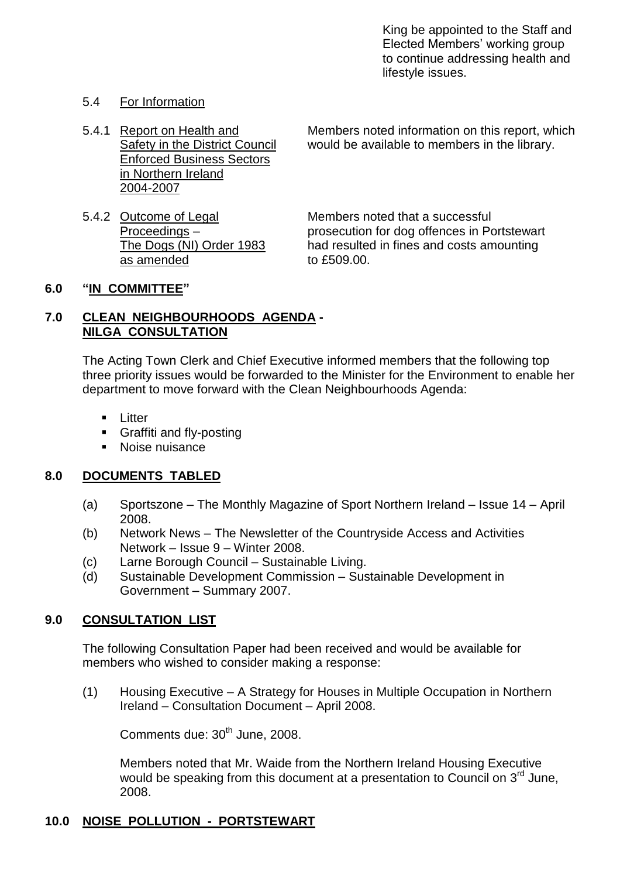King be appointed to the Staff and Elected Members' working group to continue addressing health and lifestyle issues.

5.4 For Information

5.4.1 Report on Health and Safety in the District Council Enforced Business Sectors in Northern Ireland 2004-2007

Members noted information on this report, which would be available to members in the library.

5.4.2 Outcome of Legal Proceedings – The Dogs (NI) Order 1983 as amended

Members noted that a successful prosecution for dog offences in Portstewart had resulted in fines and costs amounting to £509.00.

## 6.0 "IN COMMITTEE"

## 7.0 CLEAN NEIGHBOURHOODS AGENDA - NILGA CONSULTATION

The Acting Town Clerk and Chief Executive informed members that the following top three priority issues would be forwarded to the Minister for the Environment to enable her department to move forward with the Clean Neighbourhoods Agenda:

- Litter
- Graffiti and fly-posting
- Noise nuisance

## 8.0 DOCUMENTS TABLED

(a) Sportszone – The Monthly Magazine of Sport Northern Ireland – Issue 14 – April 2008.
(b) Network News – The Newsletter of the Countryside Access and Activities Network – Issue 9 – Winter 2008.
(c) Larne Borough Council – Sustainable Living.
(d) Sustainable Development Commission – Sustainable Development in Government – Summary 2007.

## 9.0 CONSULTATION LIST

The following Consultation Paper had been received and would be available for members who wished to consider making a response:

(1) Housing Executive – A Strategy for Houses in Multiple Occupation in Northern Ireland – Consultation Document – April 2008.

Comments due: 30th June, 2008.

Members noted that Mr. Waide from the Northern Ireland Housing Executive would be speaking from this document at a presentation to Council on 3rd June, 2008.

## 10.0 NOISE POLLUTION - PORTSTEWART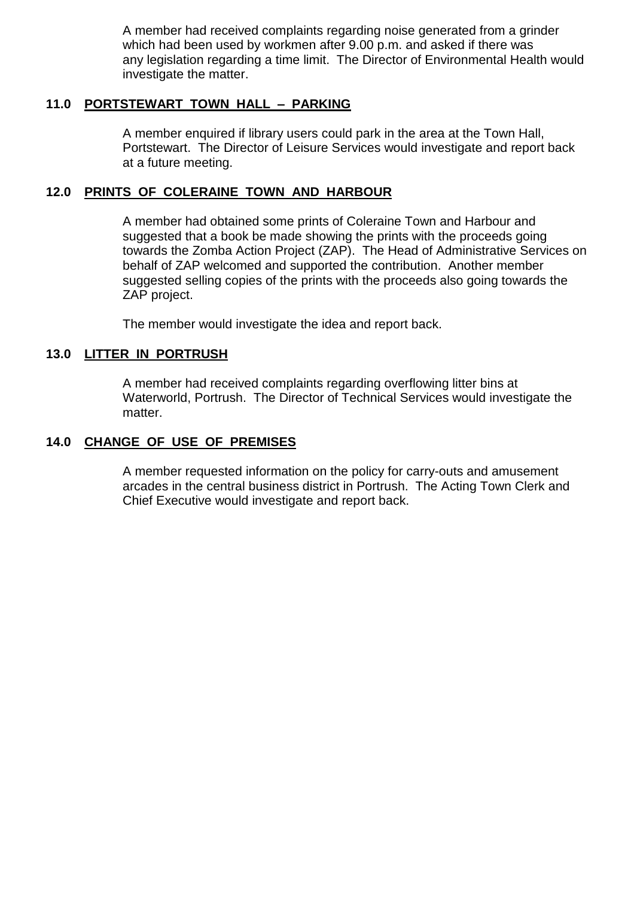A member had received complaints regarding noise generated from a grinder which had been used by workmen after 9.00 p.m. and asked if there was any legislation regarding a time limit. The Director of Environmental Health would investigate the matter.

## 11.0 PORTSTEWART TOWN HALL – PARKING

A member enquired if library users could park in the area at the Town Hall, Portstewart. The Director of Leisure Services would investigate and report back at a future meeting.

## 12.0 PRINTS OF COLERAINE TOWN AND HARBOUR

A member had obtained some prints of Coleraine Town and Harbour and suggested that a book be made showing the prints with the proceeds going towards the Zomba Action Project (ZAP). The Head of Administrative Services on behalf of ZAP welcomed and supported the contribution. Another member suggested selling copies of the prints with the proceeds also going towards the ZAP project.

The member would investigate the idea and report back.

## 13.0 LITTER IN PORTRUSH

A member had received complaints regarding overflowing litter bins at Waterworld, Portrush. The Director of Technical Services would investigate the matter.

## 14.0 CHANGE OF USE OF PREMISES

A member requested information on the policy for carry-outs and amusement arcades in the central business district in Portrush. The Acting Town Clerk and Chief Executive would investigate and report back.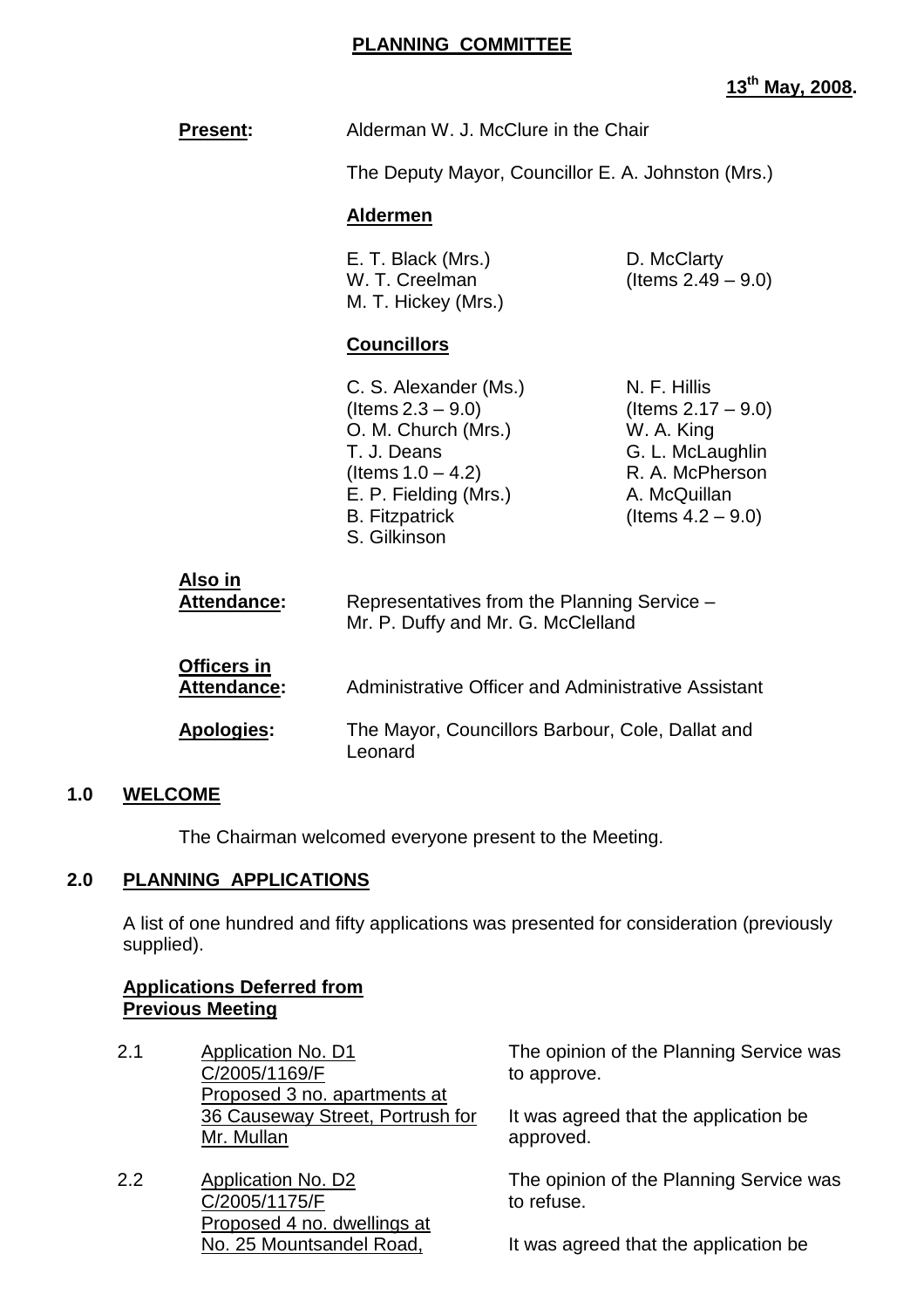# PLANNING COMMITTEE

**13th May, 2008.**

**Present:** Alderman W. J. McClure in the Chair

The Deputy Mayor, Councillor E. A. Johnston (Mrs.)

**Aldermen**

E. T. Black (Mrs.)
W. T. Creelman
M. T. Hickey (Mrs.)
D. McClarty (Items 2.49 – 9.0)

**Councillors**

C. S. Alexander (Ms.) (Items 2.3 – 9.0)
O. M. Church (Mrs.)
T. J. Deans (Items 1.0 – 4.2)
E. P. Fielding (Mrs.)
B. Fitzpatrick
S. Gilkinson
N. F. Hillis (Items 2.17 – 9.0)
W. A. King
G. L. McLaughlin
R. A. McPherson
A. McQuillan (Items 4.2 – 9.0)

**Also in Attendance:** Representatives from the Planning Service – Mr. P. Duffy and Mr. G. McClelland

**Officers in Attendance:** Administrative Officer and Administrative Assistant

**Apologies:** The Mayor, Councillors Barbour, Cole, Dallat and Leonard

## 1.0 WELCOME

The Chairman welcomed everyone present to the Meeting.

## 2.0 PLANNING APPLICATIONS

A list of one hundred and fifty applications was presented for consideration (previously supplied).

**Applications Deferred from Previous Meeting**

2.1 Application No. D1
C/2005/1169/F
Proposed 3 no. apartments at 36 Causeway Street, Portrush for Mr. Mullan

The opinion of the Planning Service was to approve.

It was agreed that the application be approved.

2.2 Application No. D2
C/2005/1175/F
Proposed 4 no. dwellings at No. 25 Mountsandel Road,

The opinion of the Planning Service was to refuse.

It was agreed that the application be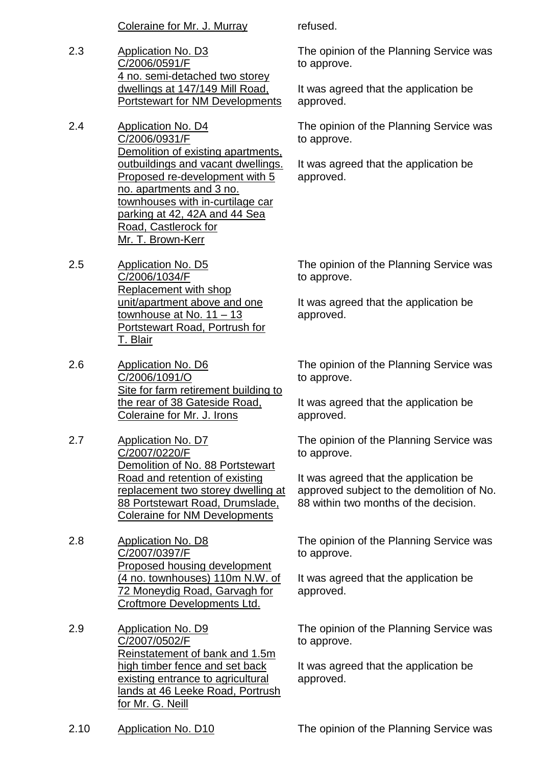Coraine for Mr. J. Murray refused.

2.3 Application No. D3
C/2006/0591/F
4 no. semi-detached two storey dwellings at 147/149 Mill Road, Portstewart for NM Developments

The opinion of the Planning Service was to approve.

It was agreed that the application be approved.

2.4 Application No. D4
C/2006/0931/F
Demolition of existing apartments, outbuildings and vacant dwellings. Proposed re-development with 5 no. apartments and 3 no. townhouses with in-curtilage car parking at 42, 42A and 44 Sea Road, Castlerock for Mr. T. Brown-Kerr

The opinion of the Planning Service was to approve.

It was agreed that the application be approved.

2.5 Application No. D5
C/2006/1034/F
Replacement with shop unit/apartment above and one townhouse at No. 11 – 13 Portstewart Road, Portrush for T. Blair

The opinion of the Planning Service was to approve.

It was agreed that the application be approved.

2.6 Application No. D6
C/2006/1091/O
Site for farm retirement building to the rear of 38 Gateside Road, Coleraine for Mr. J. Irons

The opinion of the Planning Service was to approve.

It was agreed that the application be approved.

2.7 Application No. D7
C/2007/0220/F
Demolition of No. 88 Portstewart Road and retention of existing replacement two storey dwelling at 88 Portstewart Road, Drumslade, Coleraine for NM Developments

The opinion of the Planning Service was to approve.

It was agreed that the application be approved subject to the demolition of No. 88 within two months of the decision.

2.8 Application No. D8
C/2007/0397/F
Proposed housing development (4 no. townhouses) 110m N.W. of 72 Moneydig Road, Garvagh for Croftmore Developments Ltd.

The opinion of the Planning Service was to approve.

It was agreed that the application be approved.

2.9 Application No. D9
C/2007/0502/F
Reinstatement of bank and 1.5m high timber fence and set back existing entrance to agricultural lands at 46 Leeke Road, Portrush for Mr. G. Neill

The opinion of the Planning Service was to approve.

It was agreed that the application be approved.

2.10 Application No. D10

The opinion of the Planning Service was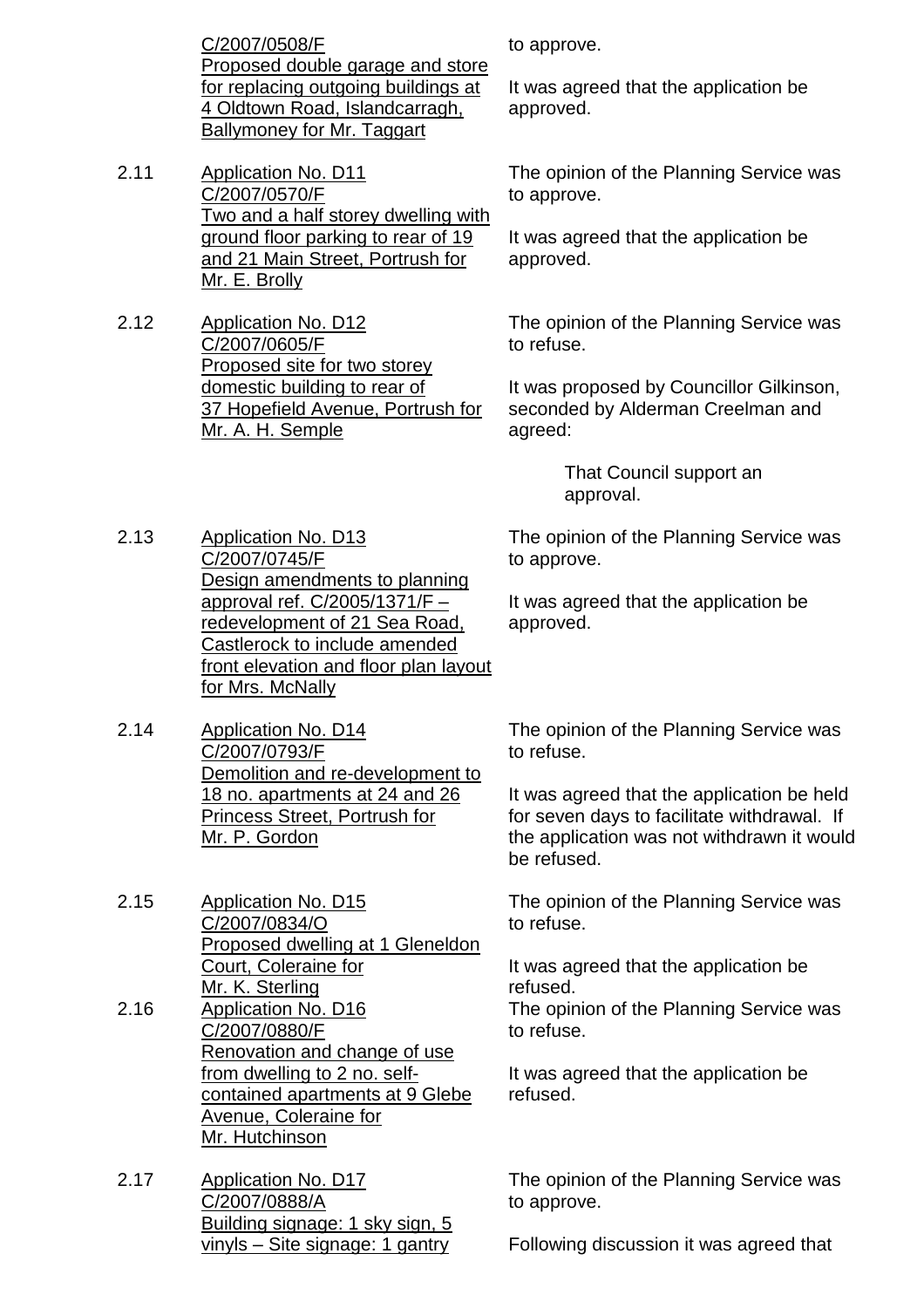C/2007/0508/F
Proposed double garage and store for replacing outgoing buildings at 4 Oldtown Road, Islandcarragh, Ballymoney for Mr. Taggart

to approve.

It was agreed that the application be approved.

2.11 Application No. D11
C/2007/0570/F
Two and a half storey dwelling with ground floor parking to rear of 19 and 21 Main Street, Portrush for Mr. E. Brolly

The opinion of the Planning Service was to approve.

It was agreed that the application be approved.

2.12 Application No. D12
C/2007/0605/F
Proposed site for two storey domestic building to rear of 37 Hopefield Avenue, Portrush for Mr. A. H. Semple

The opinion of the Planning Service was to refuse.

It was proposed by Councillor Gilkinson, seconded by Alderman Creelman and agreed:

> That Council support an approval.

2.13 Application No. D13
C/2007/0745/F
Design amendments to planning approval ref. C/2005/1371/F – redevelopment of 21 Sea Road, Castlerock to include amended front elevation and floor plan layout for Mrs. McNally

The opinion of the Planning Service was to approve.

It was agreed that the application be approved.

2.14 Application No. D14
C/2007/0793/F
Demolition and re-development to 18 no. apartments at 24 and 26 Princess Street, Portrush for Mr. P. Gordon

The opinion of the Planning Service was to refuse.

It was agreed that the application be held for seven days to facilitate withdrawal. If the application was not withdrawn it would be refused.

2.15 Application No. D15
C/2007/0834/O
Proposed dwelling at 1 Gleneldon Court, Coleraine for Mr. K. Sterling

The opinion of the Planning Service was to refuse.

It was agreed that the application be refused.

2.16 Application No. D16
C/2007/0880/F
Renovation and change of use from dwelling to 2 no. self-contained apartments at 9 Glebe Avenue, Coleraine for Mr. Hutchinson

The opinion of the Planning Service was to refuse.

It was agreed that the application be refused.

2.17 Application No. D17
C/2007/0888/A
Building signage: 1 sky sign, 5 vinyls – Site signage: 1 gantry

The opinion of the Planning Service was to approve.

Following discussion it was agreed that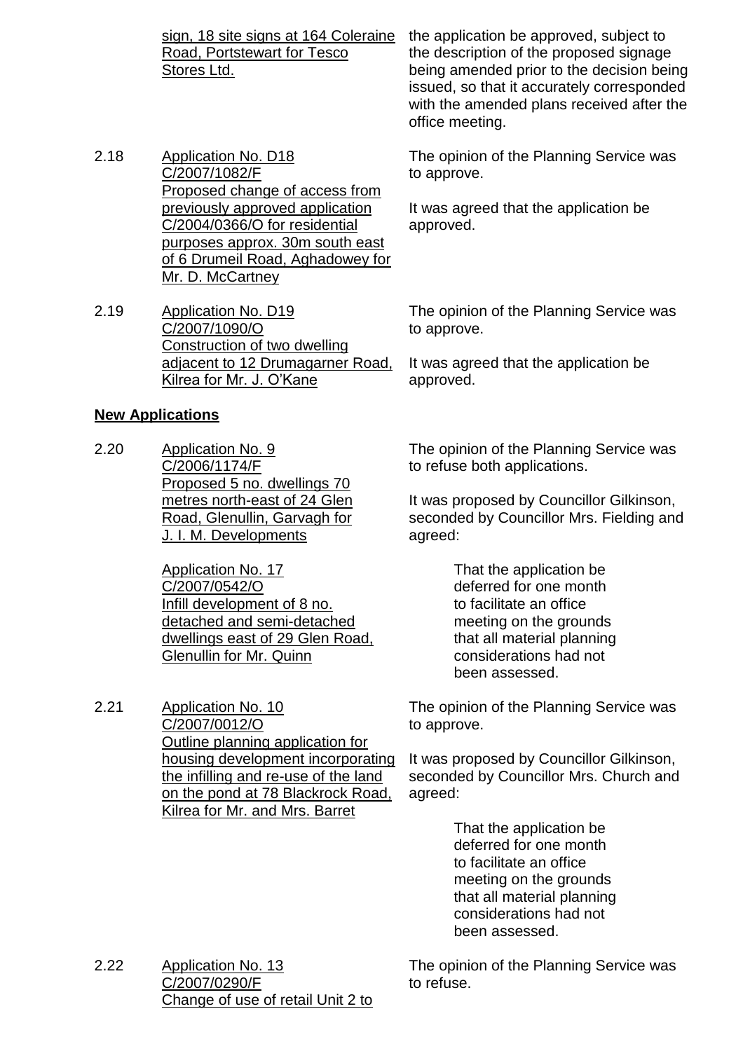| | | |
|---|---|---|
| | <u>sign, 18 site signs at 164 Coleraine Road, Portstewart for Tesco Stores Ltd.</u> | the application be approved, subject to the description of the proposed signage being amended prior to the decision being issued, so that it accurately corresponded with the amended plans received after the office meeting. |
| 2.18 | <u>Application No. D18 C/2007/1082/F Proposed change of access from previously approved application C/2004/0366/O for residential purposes approx. 30m south east of 6 Drumeil Road, Aghadowey for Mr. D. McCartney</u> | The opinion of the Planning Service was to approve.<br><br>It was agreed that the application be approved. |
| 2.19 | <u>Application No. D19 C/2007/1090/O Construction of two dwelling adjacent to 12 Drumagarner Road, Kilrea for Mr. J. O'Kane</u> | The opinion of the Planning Service was to approve.<br><br>It was agreed that the application be approved. |

**New Applications**

| | | |
|---|---|---|
| 2.20 | <u>Application No. 9 C/2006/1174/F Proposed 5 no. dwellings 70 metres north-east of 24 Glen Road, Glenullin, Garvagh for J. I. M. Developments</u><br><br><u>Application No. 17 C/2007/0542/O Infill development of 8 no. detached and semi-detached dwellings east of 29 Glen Road, Glenullin for Mr. Quinn</u> | The opinion of the Planning Service was to refuse both applications.<br><br>It was proposed by Councillor Gilkinson, seconded by Councillor Mrs. Fielding and agreed:<br><br>That the application be deferred for one month to facilitate an office meeting on the grounds that all material planning considerations had not been assessed. |
| 2.21 | <u>Application No. 10 C/2007/0012/O Outline planning application for housing development incorporating the infilling and re-use of the land on the pond at 78 Blackrock Road, Kilrea for Mr. and Mrs. Barret</u> | The opinion of the Planning Service was to approve.<br><br>It was proposed by Councillor Gilkinson, seconded by Councillor Mrs. Church and agreed:<br><br>That the application be deferred for one month to facilitate an office meeting on the grounds that all material planning considerations had not been assessed. |
| 2.22 | <u>Application No. 13 C/2007/0290/F Change of use of retail Unit 2 to</u> | The opinion of the Planning Service was to refuse. |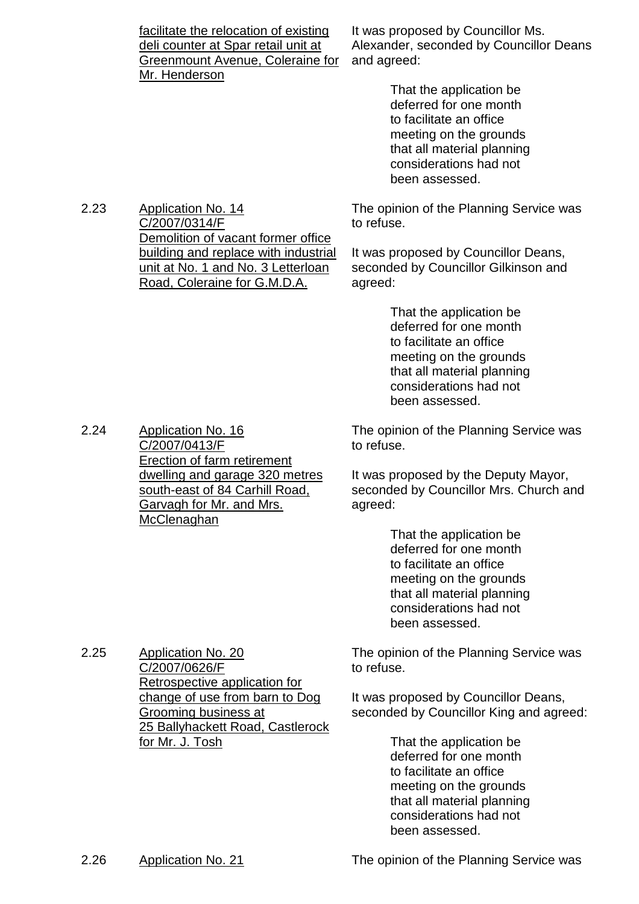facilitate the relocation of existing deli counter at Spar retail unit at Greenmount Avenue, Coleraine for Mr. Henderson

It was proposed by Councillor Ms. Alexander, seconded by Councillor Deans and agreed:

> That the application be deferred for one month to facilitate an office meeting on the grounds that all material planning considerations had not been assessed.

2.23 Application No. 14 C/2007/0314/F Demolition of vacant former office building and replace with industrial unit at No. 1 and No. 3 Letterloan Road, Coleraine for G.M.D.A.

The opinion of the Planning Service was to refuse.

It was proposed by Councillor Deans, seconded by Councillor Gilkinson and agreed:

> That the application be deferred for one month to facilitate an office meeting on the grounds that all material planning considerations had not been assessed.

2.24 Application No. 16 C/2007/0413/F Erection of farm retirement dwelling and garage 320 metres south-east of 84 Carhill Road, Garvagh for Mr. and Mrs. McClenaghan

The opinion of the Planning Service was to refuse.

It was proposed by the Deputy Mayor, seconded by Councillor Mrs. Church and agreed:

> That the application be deferred for one month to facilitate an office meeting on the grounds that all material planning considerations had not been assessed.

2.25 Application No. 20 C/2007/0626/F Retrospective application for change of use from barn to Dog Grooming business at 25 Ballyhackett Road, Castlerock for Mr. J. Tosh

The opinion of the Planning Service was to refuse.

It was proposed by Councillor Deans, seconded by Councillor King and agreed:

> That the application be deferred for one month to facilitate an office meeting on the grounds that all material planning considerations had not been assessed.

2.26 Application No. 21

The opinion of the Planning Service was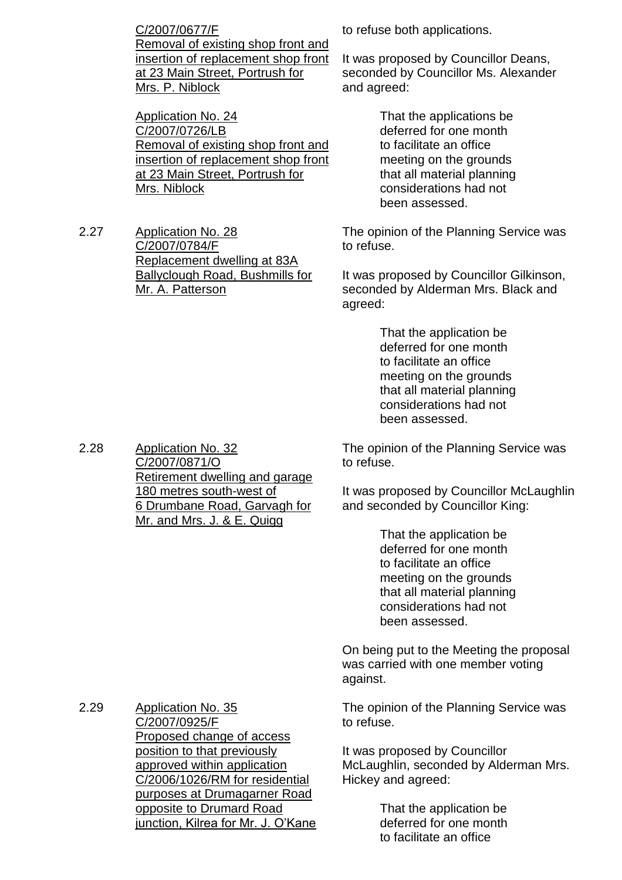C/2007/0677/F
Removal of existing shop front and insertion of replacement shop front at 23 Main Street, Portrush for Mrs. P. Niblock

Application No. 24
C/2007/0726/LB
Removal of existing shop front and insertion of replacement shop front at 23 Main Street, Portrush for Mrs. Niblock

to refuse both applications.

It was proposed by Councillor Deans, seconded by Councillor Ms. Alexander and agreed:

> That the applications be deferred for one month to facilitate an office meeting on the grounds that all material planning considerations had not been assessed.

2.27 Application No. 28
C/2007/0784/F
Replacement dwelling at 83A Ballyclough Road, Bushmills for Mr. A. Patterson

The opinion of the Planning Service was to refuse.

It was proposed by Councillor Gilkinson, seconded by Alderman Mrs. Black and agreed:

> That the application be deferred for one month to facilitate an office meeting on the grounds that all material planning considerations had not been assessed.

2.28 Application No. 32
C/2007/0871/O
Retirement dwelling and garage 180 metres south-west of 6 Drumbane Road, Garvagh for Mr. and Mrs. J. & E. Quigg

The opinion of the Planning Service was to refuse.

It was proposed by Councillor McLaughlin and seconded by Councillor King:

> That the application be deferred for one month to facilitate an office meeting on the grounds that all material planning considerations had not been assessed.

On being put to the Meeting the proposal was carried with one member voting against.

2.29 Application No. 35
C/2007/0925/F
Proposed change of access position to that previously approved within application C/2006/1026/RM for residential purposes at Drumagarner Road opposite to Drumard Road junction, Kilrea for Mr. J. O'Kane

The opinion of the Planning Service was to refuse.

It was proposed by Councillor McLaughlin, seconded by Alderman Mrs. Hickey and agreed:

> That the application be deferred for one month to facilitate an office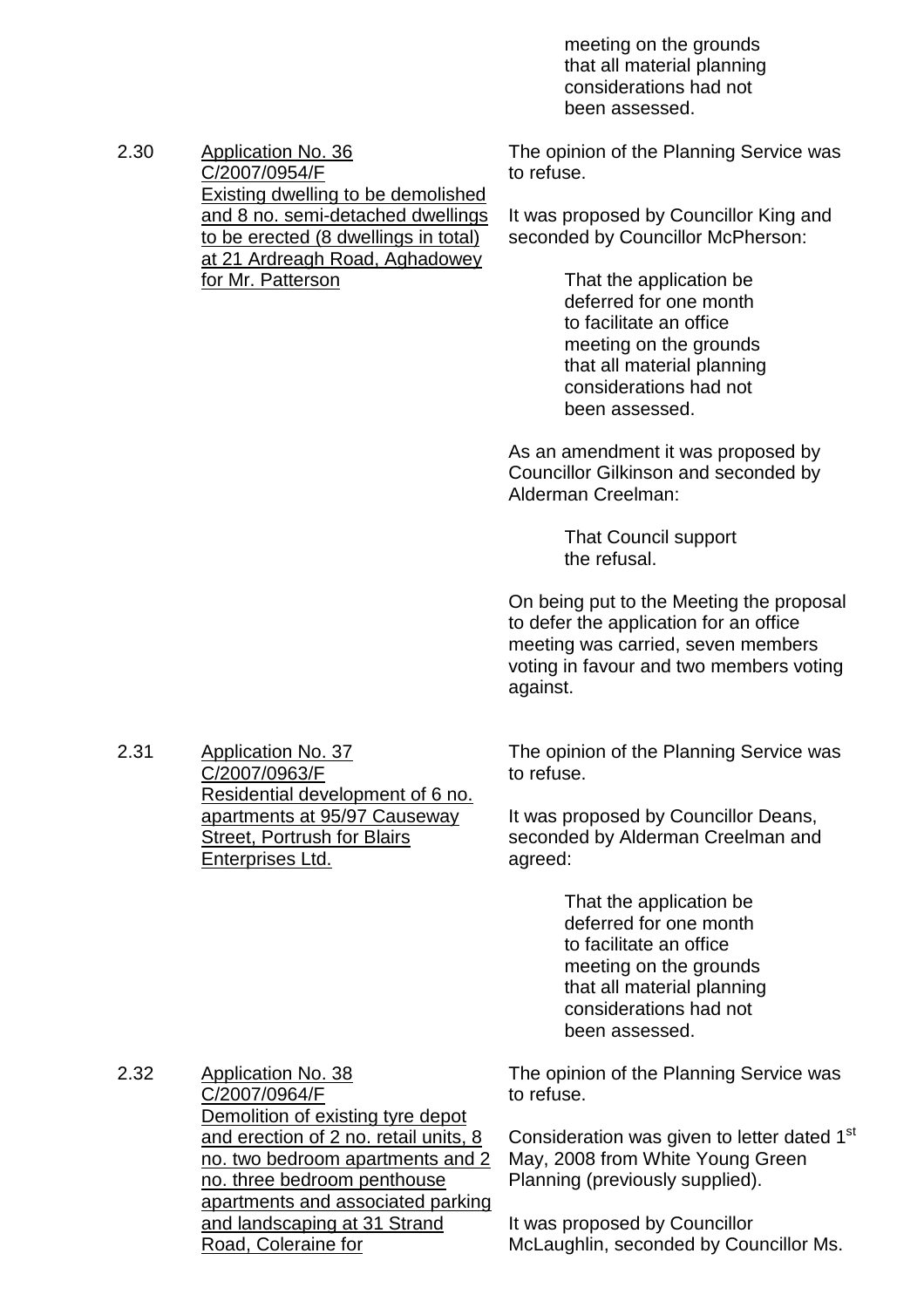meeting on the grounds that all material planning considerations had not been assessed.

2.30 Application No. 36
C/2007/0954/F
Existing dwelling to be demolished and 8 no. semi-detached dwellings to be erected (8 dwellings in total) at 21 Ardreagh Road, Aghadowey for Mr. Patterson

The opinion of the Planning Service was to refuse.

It was proposed by Councillor King and seconded by Councillor McPherson:

> That the application be deferred for one month to facilitate an office meeting on the grounds that all material planning considerations had not been assessed.

As an amendment it was proposed by Councillor Gilkinson and seconded by Alderman Creelman:

> That Council support the refusal.

On being put to the Meeting the proposal to defer the application for an office meeting was carried, seven members voting in favour and two members voting against.

2.31 Application No. 37
C/2007/0963/F
Residential development of 6 no. apartments at 95/97 Causeway Street, Portrush for Blairs Enterprises Ltd.

The opinion of the Planning Service was to refuse.

It was proposed by Councillor Deans, seconded by Alderman Creelman and agreed:

> That the application be deferred for one month to facilitate an office meeting on the grounds that all material planning considerations had not been assessed.

2.32 Application No. 38
C/2007/0964/F
Demolition of existing tyre depot and erection of 2 no. retail units, 8 no. two bedroom apartments and 2 no. three bedroom penthouse apartments and associated parking and landscaping at 31 Strand Road, Coleraine for

The opinion of the Planning Service was to refuse.

Consideration was given to letter dated 1st May, 2008 from White Young Green Planning (previously supplied).

It was proposed by Councillor McLaughlin, seconded by Councillor Ms.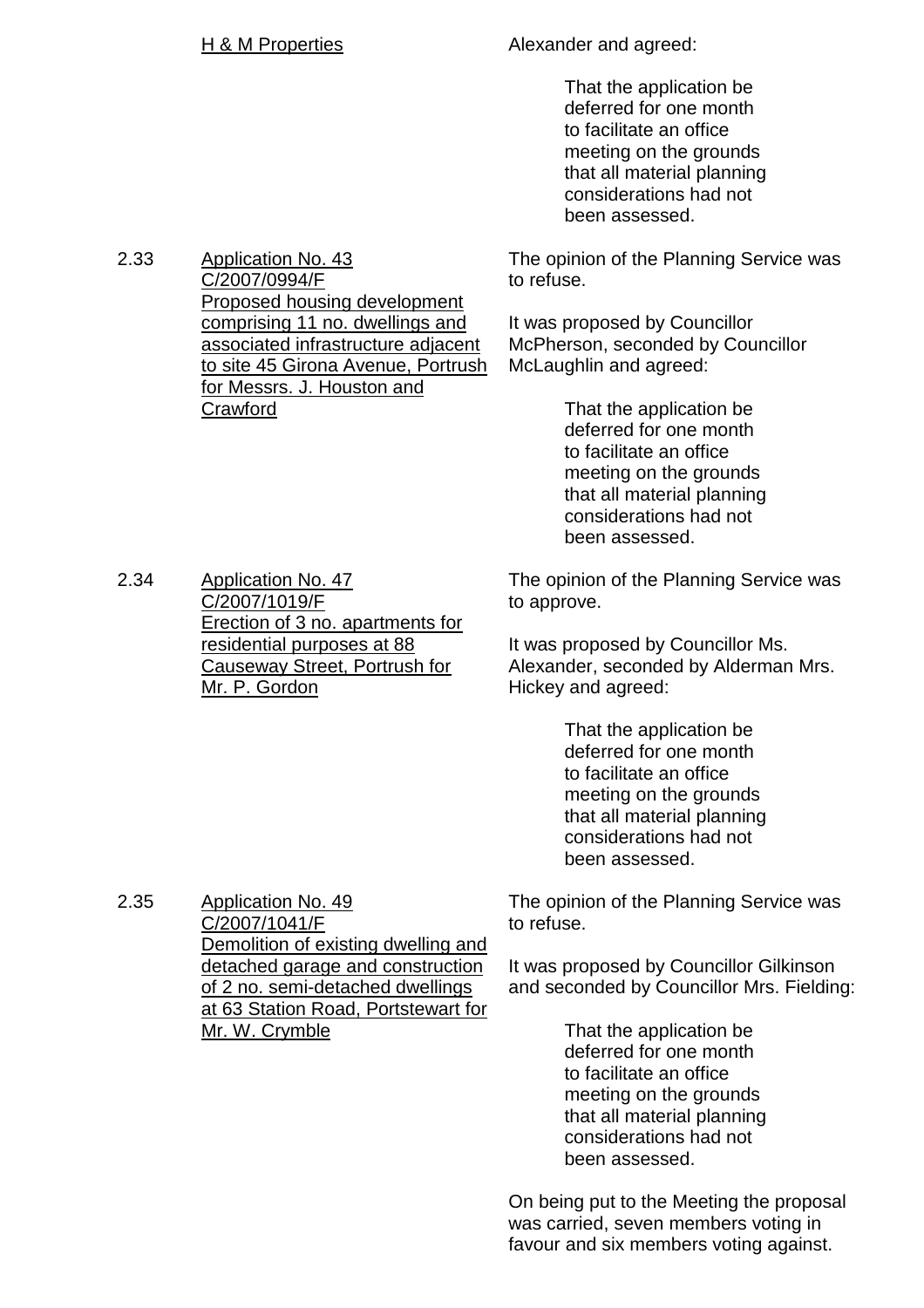H & M Properties

Alexander and agreed:

> That the application be deferred for one month to facilitate an office meeting on the grounds that all material planning considerations had not been assessed.

2.33 Application No. 43 C/2007/0994/F Proposed housing development comprising 11 no. dwellings and associated infrastructure adjacent to site 45 Girona Avenue, Portrush for Messrs. J. Houston and Crawford

The opinion of the Planning Service was to refuse.

It was proposed by Councillor McPherson, seconded by Councillor McLaughlin and agreed:

> That the application be deferred for one month to facilitate an office meeting on the grounds that all material planning considerations had not been assessed.

2.34 Application No. 47 C/2007/1019/F Erection of 3 no. apartments for residential purposes at 88 Causeway Street, Portrush for Mr. P. Gordon

The opinion of the Planning Service was to approve.

It was proposed by Councillor Ms. Alexander, seconded by Alderman Mrs. Hickey and agreed:

> That the application be deferred for one month to facilitate an office meeting on the grounds that all material planning considerations had not been assessed.

2.35 Application No. 49 C/2007/1041/F Demolition of existing dwelling and detached garage and construction of 2 no. semi-detached dwellings at 63 Station Road, Portstewart for Mr. W. Crymble

The opinion of the Planning Service was to refuse.

It was proposed by Councillor Gilkinson and seconded by Councillor Mrs. Fielding:

> That the application be deferred for one month to facilitate an office meeting on the grounds that all material planning considerations had not been assessed.

On being put to the Meeting the proposal was carried, seven members voting in favour and six members voting against.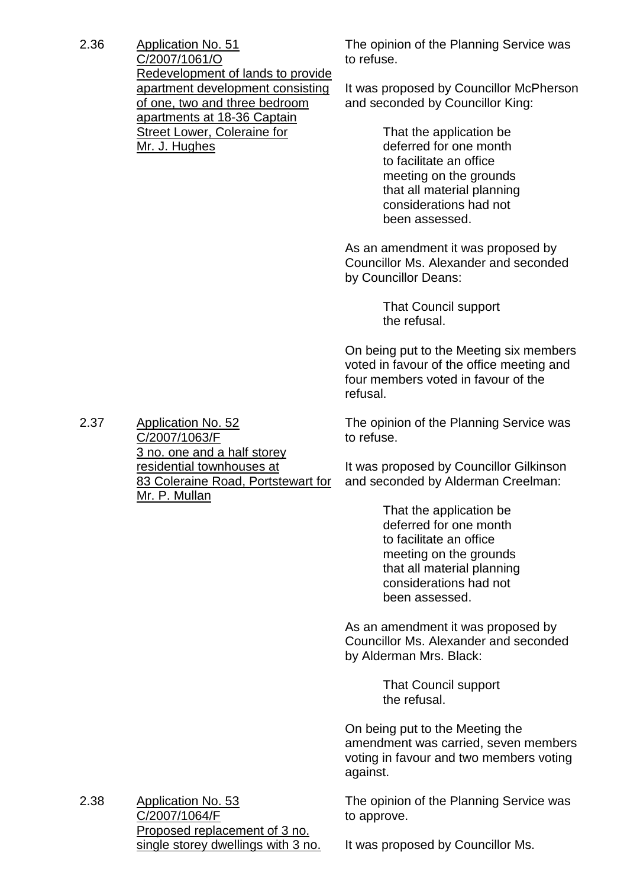2.36 Application No. 51
C/2007/1061/O
Redevelopment of lands to provide apartment development consisting of one, two and three bedroom apartments at 18-36 Captain Street Lower, Coleraine for Mr. J. Hughes

The opinion of the Planning Service was to refuse.

It was proposed by Councillor McPherson and seconded by Councillor King:

> That the application be deferred for one month to facilitate an office meeting on the grounds that all material planning considerations had not been assessed.

As an amendment it was proposed by Councillor Ms. Alexander and seconded by Councillor Deans:

> That Council support the refusal.

On being put to the Meeting six members voted in favour of the office meeting and four members voted in favour of the refusal.

2.37 Application No. 52
C/2007/1063/F
3 no. one and a half storey residential townhouses at 83 Coleraine Road, Portstewart for Mr. P. Mullan

The opinion of the Planning Service was to refuse.

It was proposed by Councillor Gilkinson and seconded by Alderman Creelman:

> That the application be deferred for one month to facilitate an office meeting on the grounds that all material planning considerations had not been assessed.

As an amendment it was proposed by Councillor Ms. Alexander and seconded by Alderman Mrs. Black:

> That Council support the refusal.

On being put to the Meeting the amendment was carried, seven members voting in favour and two members voting against.

2.38 Application No. 53
C/2007/1064/F
Proposed replacement of 3 no. single storey dwellings with 3 no.

The opinion of the Planning Service was to approve.

It was proposed by Councillor Ms.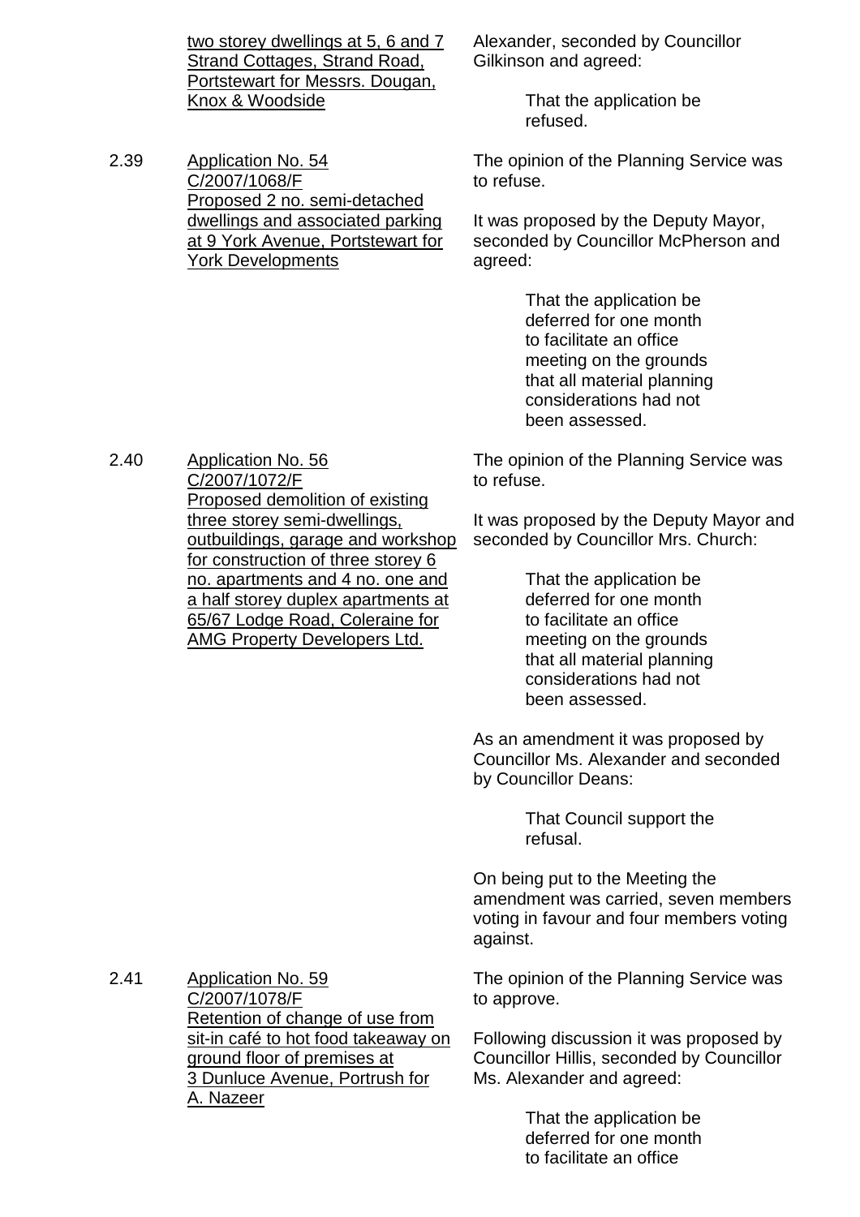two storey dwellings at 5, 6 and 7 Strand Cottages, Strand Road, Portstewart for Messrs. Dougan, Knox & Woodside

Alexander, seconded by Councillor Gilkinson and agreed:

> That the application be refused.

2.39 Application No. 54 C/2007/1068/F Proposed 2 no. semi-detached dwellings and associated parking at 9 York Avenue, Portstewart for York Developments

The opinion of the Planning Service was to refuse.

It was proposed by the Deputy Mayor, seconded by Councillor McPherson and agreed:

> That the application be deferred for one month to facilitate an office meeting on the grounds that all material planning considerations had not been assessed.

2.40 Application No. 56 C/2007/1072/F Proposed demolition of existing three storey semi-dwellings, outbuildings, garage and workshop for construction of three storey 6 no. apartments and 4 no. one and a half storey duplex apartments at 65/67 Lodge Road, Coleraine for AMG Property Developers Ltd.

The opinion of the Planning Service was to refuse.

It was proposed by the Deputy Mayor and seconded by Councillor Mrs. Church:

> That the application be deferred for one month to facilitate an office meeting on the grounds that all material planning considerations had not been assessed.

As an amendment it was proposed by Councillor Ms. Alexander and seconded by Councillor Deans:

> That Council support the refusal.

On being put to the Meeting the amendment was carried, seven members voting in favour and four members voting against.

2.41 Application No. 59 C/2007/1078/F Retention of change of use from sit-in café to hot food takeaway on ground floor of premises at 3 Dunluce Avenue, Portrush for A. Nazeer

The opinion of the Planning Service was to approve.

Following discussion it was proposed by Councillor Hillis, seconded by Councillor Ms. Alexander and agreed:

> That the application be deferred for one month to facilitate an office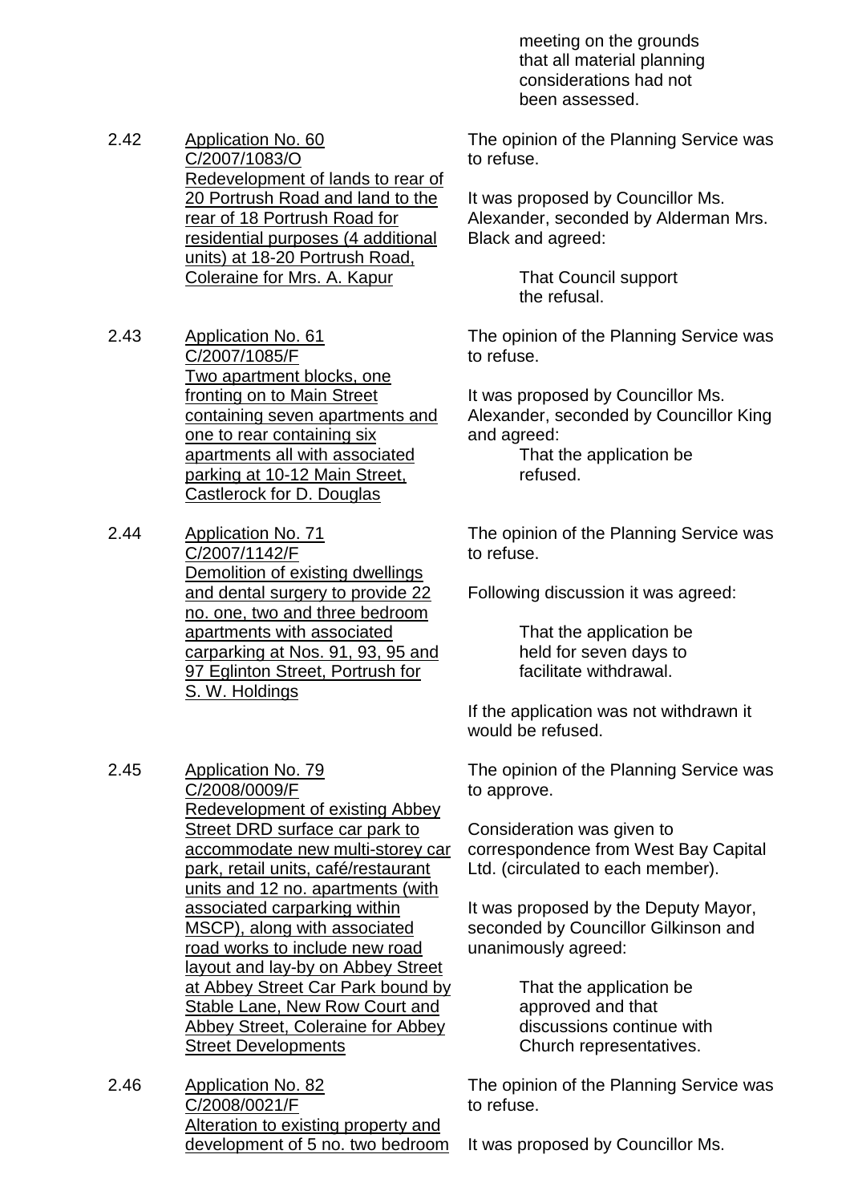meeting on the grounds that all material planning considerations had not been assessed.

2.42 Application No. 60
C/2007/1083/O
Redevelopment of lands to rear of 20 Portrush Road and land to the rear of 18 Portrush Road for residential purposes (4 additional units) at 18-20 Portrush Road, Coleraine for Mrs. A. Kapur

The opinion of the Planning Service was to refuse.

It was proposed by Councillor Ms. Alexander, seconded by Alderman Mrs. Black and agreed:

> That Council support the refusal.

2.43 Application No. 61
C/2007/1085/F
Two apartment blocks, one fronting on to Main Street containing seven apartments and one to rear containing six apartments all with associated parking at 10-12 Main Street, Castlerock for D. Douglas

The opinion of the Planning Service was to refuse.

It was proposed by Councillor Ms. Alexander, seconded by Councillor King and agreed:

> That the application be refused.

2.44 Application No. 71
C/2007/1142/F
Demolition of existing dwellings and dental surgery to provide 22 no. one, two and three bedroom apartments with associated carparking at Nos. 91, 93, 95 and 97 Eglinton Street, Portrush for S. W. Holdings

The opinion of the Planning Service was to refuse.

Following discussion it was agreed:

> That the application be held for seven days to facilitate withdrawal.

If the application was not withdrawn it would be refused.

2.45 Application No. 79
C/2008/0009/F
Redevelopment of existing Abbey Street DRD surface car park to accommodate new multi-storey car park, retail units, café/restaurant units and 12 no. apartments (with associated carparking within MSCP), along with associated road works to include new road layout and lay-by on Abbey Street at Abbey Street Car Park bound by Stable Lane, New Row Court and Abbey Street, Coleraine for Abbey Street Developments

The opinion of the Planning Service was to approve.

Consideration was given to correspondence from West Bay Capital Ltd. (circulated to each member).

It was proposed by the Deputy Mayor, seconded by Councillor Gilkinson and unanimously agreed:

> That the application be approved and that discussions continue with Church representatives.

2.46 Application No. 82
C/2008/0021/F
Alteration to existing property and development of 5 no. two bedroom

The opinion of the Planning Service was to refuse.

It was proposed by Councillor Ms.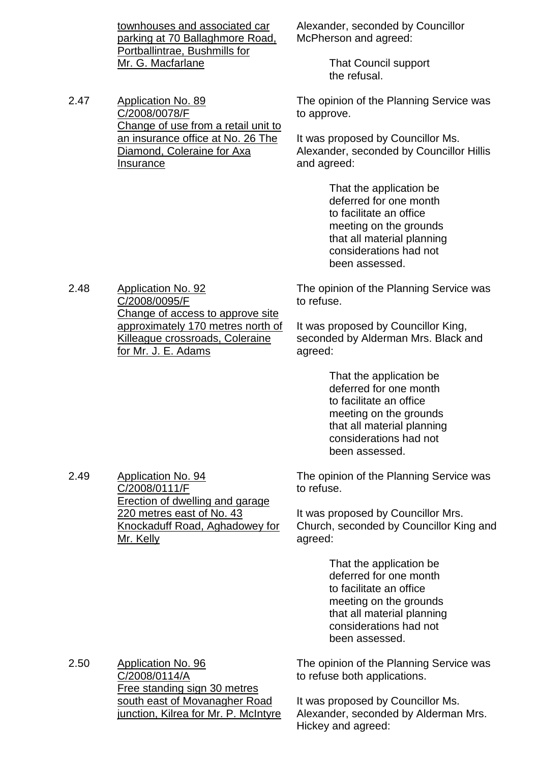townhouses and associated car parking at 70 Ballaghmore Road, Portballintrae, Bushmills for Mr. G. Macfarlane

Alexander, seconded by Councillor McPherson and agreed:

> That Council support the refusal.

2.47 Application No. 89 C/2008/0078/F Change of use from a retail unit to an insurance office at No. 26 The Diamond, Coleraine for Axa Insurance

The opinion of the Planning Service was to approve.

It was proposed by Councillor Ms. Alexander, seconded by Councillor Hillis and agreed:

> That the application be deferred for one month to facilitate an office meeting on the grounds that all material planning considerations had not been assessed.

2.48 Application No. 92 C/2008/0095/F Change of access to approve site approximately 170 metres north of Killeague crossroads, Coleraine for Mr. J. E. Adams

The opinion of the Planning Service was to refuse.

It was proposed by Councillor King, seconded by Alderman Mrs. Black and agreed:

> That the application be deferred for one month to facilitate an office meeting on the grounds that all material planning considerations had not been assessed.

2.49 Application No. 94 C/2008/0111/F Erection of dwelling and garage 220 metres east of No. 43 Knockaduff Road, Aghadowey for Mr. Kelly

The opinion of the Planning Service was to refuse.

It was proposed by Councillor Mrs. Church, seconded by Councillor King and agreed:

> That the application be deferred for one month to facilitate an office meeting on the grounds that all material planning considerations had not been assessed.

2.50 Application No. 96 C/2008/0114/A Free standing sign 30 metres south east of Movanagher Road junction, Kilrea for Mr. P. McIntyre

The opinion of the Planning Service was to refuse both applications.

It was proposed by Councillor Ms. Alexander, seconded by Alderman Mrs. Hickey and agreed: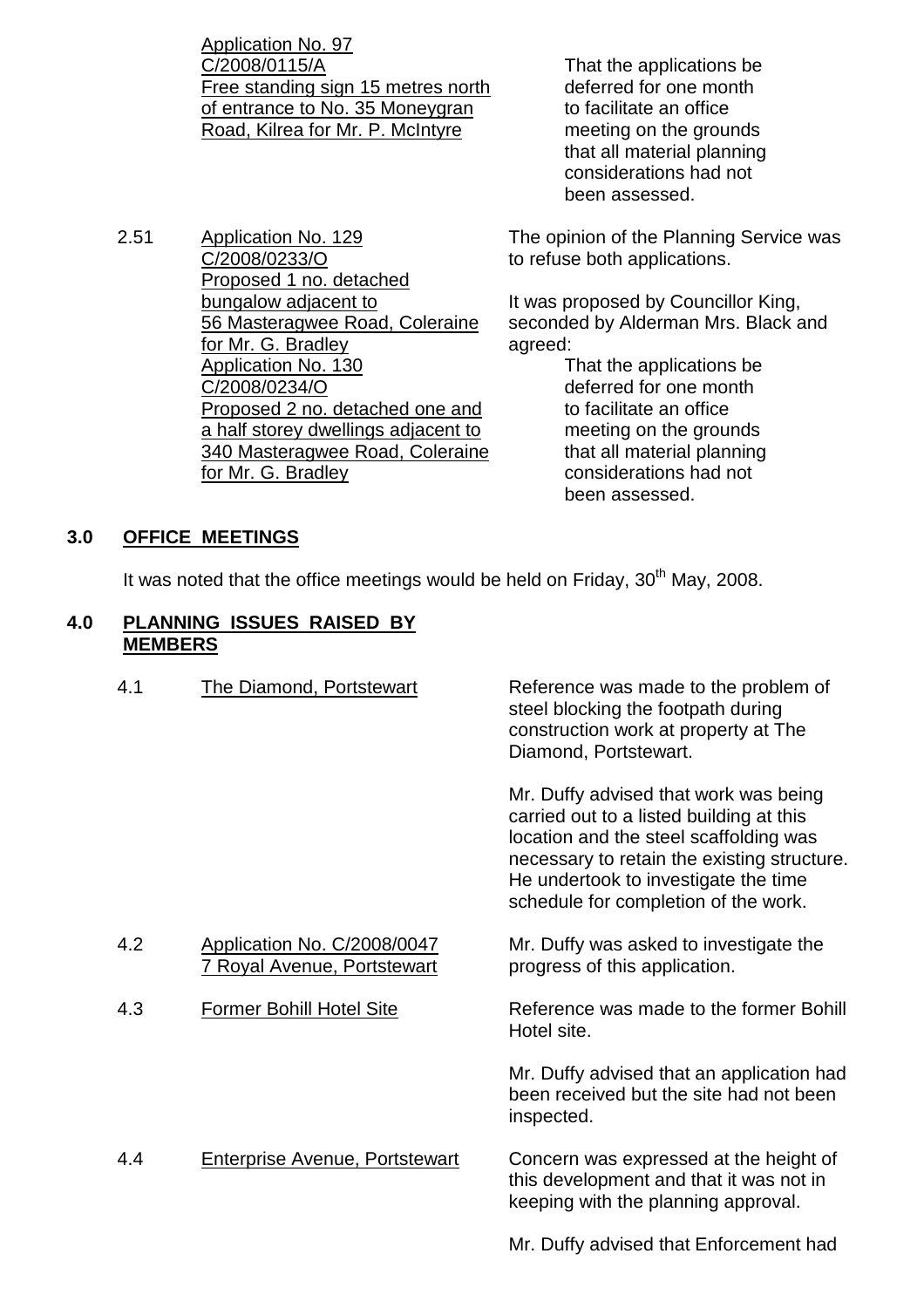| | | |
|---|---|---|
| | Application No. 97<br>C/2008/0115/A<br>Free standing sign 15 metres north of entrance to No. 35 Moneygran Road, Kilrea for Mr. P. McIntyre | That the applications be deferred for one month to facilitate an office meeting on the grounds that all material planning considerations had not been assessed. |
| 2.51 | Application No. 129<br>C/2008/0233/O<br>Proposed 1 no. detached bungalow adjacent to 56 Masteragwee Road, Coleraine for Mr. G. Bradley<br>Application No. 130<br>C/2008/0234/O<br>Proposed 2 no. detached one and a half storey dwellings adjacent to 340 Masteragwee Road, Coleraine for Mr. G. Bradley | The opinion of the Planning Service was to refuse both applications.<br><br>It was proposed by Councillor King, seconded by Alderman Mrs. Black and agreed:<br>That the applications be deferred for one month to facilitate an office meeting on the grounds that all material planning considerations had not been assessed. |

## 3.0 OFFICE MEETINGS

It was noted that the office meetings would be held on Friday, 30th May, 2008.

## 4.0 PLANNING ISSUES RAISED BY MEMBERS

| | | |
|---|---|---|
| 4.1 | The Diamond, Portstewart | Reference was made to the problem of steel blocking the footpath during construction work at property at The Diamond, Portstewart.<br><br>Mr. Duffy advised that work was being carried out to a listed building at this location and the steel scaffolding was necessary to retain the existing structure. He undertook to investigate the time schedule for completion of the work. |
| 4.2 | Application No. C/2008/0047<br>7 Royal Avenue, Portstewart | Mr. Duffy was asked to investigate the progress of this application. |
| 4.3 | Former Bohill Hotel Site | Reference was made to the former Bohill Hotel site.<br><br>Mr. Duffy advised that an application had been received but the site had not been inspected. |
| 4.4 | Enterprise Avenue, Portstewart | Concern was expressed at the height of this development and that it was not in keeping with the planning approval.<br><br>Mr. Duffy advised that Enforcement had |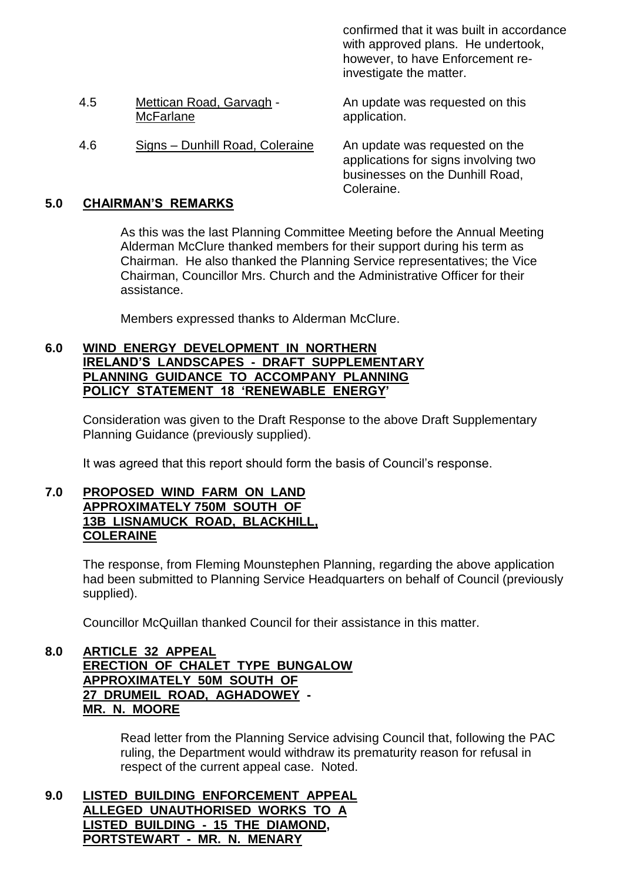confirmed that it was built in accordance with approved plans. He undertook, however, to have Enforcement re-investigate the matter.

4.5 Mettican Road, Garvagh - McFarlane — An update was requested on this application.

4.6 Signs – Dunhill Road, Coleraine — An update was requested on the applications for signs involving two businesses on the Dunhill Road, Coleraine.

## 5.0 CHAIRMAN'S REMARKS

As this was the last Planning Committee Meeting before the Annual Meeting Alderman McClure thanked members for their support during his term as Chairman. He also thanked the Planning Service representatives; the Vice Chairman, Councillor Mrs. Church and the Administrative Officer for their assistance.

Members expressed thanks to Alderman McClure.

## 6.0 WIND ENERGY DEVELOPMENT IN NORTHERN IRELAND'S LANDSCAPES - DRAFT SUPPLEMENTARY PLANNING GUIDANCE TO ACCOMPANY PLANNING POLICY STATEMENT 18 'RENEWABLE ENERGY'

Consideration was given to the Draft Response to the above Draft Supplementary Planning Guidance (previously supplied).

It was agreed that this report should form the basis of Council's response.

## 7.0 PROPOSED WIND FARM ON LAND APPROXIMATELY 750M SOUTH OF 13B LISNAMUCK ROAD, BLACKHILL, COLERAINE

The response, from Fleming Mounstephen Planning, regarding the above application had been submitted to Planning Service Headquarters on behalf of Council (previously supplied).

Councillor McQuillan thanked Council for their assistance in this matter.

## 8.0 ARTICLE 32 APPEAL ERECTION OF CHALET TYPE BUNGALOW APPROXIMATELY 50M SOUTH OF 27 DRUMEIL ROAD, AGHADOWEY - MR. N. MOORE

Read letter from the Planning Service advising Council that, following the PAC ruling, the Department would withdraw its prematurity reason for refusal in respect of the current appeal case. Noted.

## 9.0 LISTED BUILDING ENFORCEMENT APPEAL ALLEGED UNAUTHORISED WORKS TO A LISTED BUILDING - 15 THE DIAMOND, PORTSTEWART - MR. N. MENARY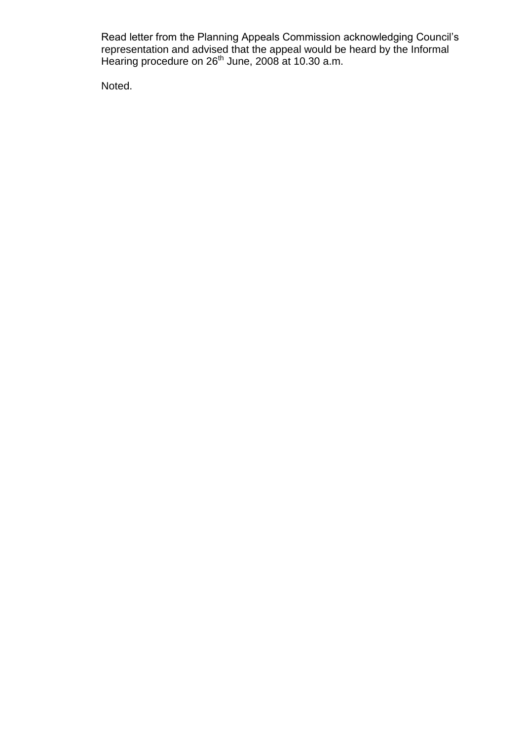Read letter from the Planning Appeals Commission acknowledging Council's representation and advised that the appeal would be heard by the Informal Hearing procedure on 26th June, 2008 at 10.30 a.m.

Noted.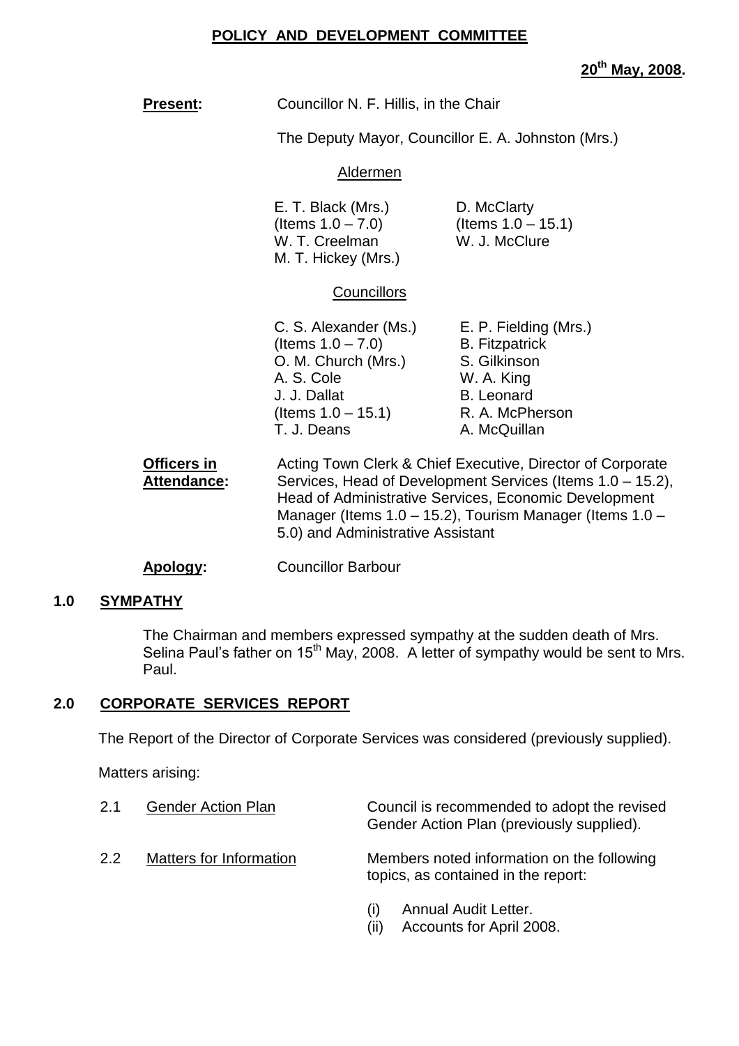# POLICY AND DEVELOPMENT COMMITTEE

**20th May, 2008.**

**Present:** Councillor N. F. Hillis, in the Chair

The Deputy Mayor, Councillor E. A. Johnston (Mrs.)

Aldermen

| | |
|---|---|
| E. T. Black (Mrs.) (Items 1.0 – 7.0) | D. McClarty (Items 1.0 – 15.1) |
| W. T. Creelman | W. J. McClure |
| M. T. Hickey (Mrs.) | |

Councillors

| | |
|---|---|
| C. S. Alexander (Ms.) (Items 1.0 – 7.0) | E. P. Fielding (Mrs.) |
| O. M. Church (Mrs.) | B. Fitzpatrick |
| A. S. Cole | S. Gilkinson |
| J. J. Dallat (Items 1.0 – 15.1) | W. A. King |
| T. J. Deans | B. Leonard |
| | R. A. McPherson |
| | A. McQuillan |

**Officers in Attendance:** Acting Town Clerk & Chief Executive, Director of Corporate Services, Head of Development Services (Items 1.0 – 15.2), Head of Administrative Services, Economic Development Manager (Items 1.0 – 15.2), Tourism Manager (Items 1.0 – 5.0) and Administrative Assistant

**Apology:** Councillor Barbour

## 1.0 SYMPATHY

The Chairman and members expressed sympathy at the sudden death of Mrs. Selina Paul's father on 15th May, 2008. A letter of sympathy would be sent to Mrs. Paul.

## 2.0 CORPORATE SERVICES REPORT

The Report of the Director of Corporate Services was considered (previously supplied).

Matters arising:

2.1 Gender Action Plan — Council is recommended to adopt the revised Gender Action Plan (previously supplied).

2.2 Matters for Information — Members noted information on the following topics, as contained in the report:

(i) Annual Audit Letter.
(ii) Accounts for April 2008.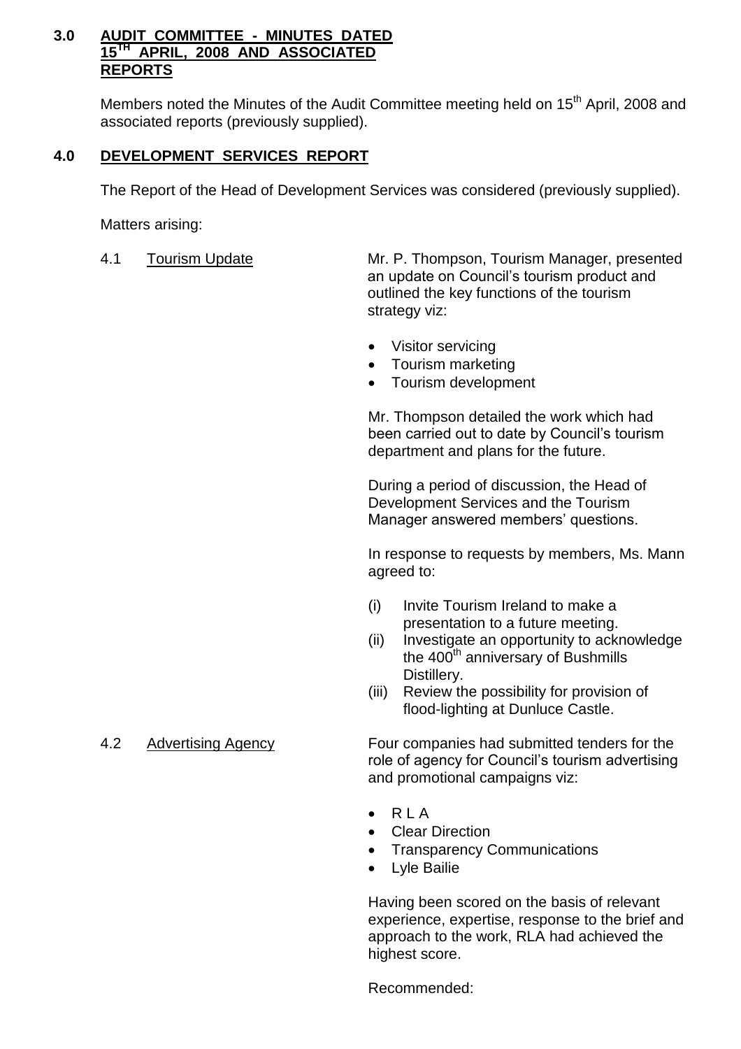## 3.0 AUDIT COMMITTEE - MINUTES DATED 15TH APRIL, 2008 AND ASSOCIATED REPORTS

Members noted the Minutes of the Audit Committee meeting held on 15th April, 2008 and associated reports (previously supplied).

## 4.0 DEVELOPMENT SERVICES REPORT

The Report of the Head of Development Services was considered (previously supplied).

Matters arising:

4.1 Tourism Update

Mr. P. Thompson, Tourism Manager, presented an update on Council's tourism product and outlined the key functions of the tourism strategy viz:

- Visitor servicing
- Tourism marketing
- Tourism development

Mr. Thompson detailed the work which had been carried out to date by Council's tourism department and plans for the future.

During a period of discussion, the Head of Development Services and the Tourism Manager answered members' questions.

In response to requests by members, Ms. Mann agreed to:

(i) Invite Tourism Ireland to make a presentation to a future meeting.
(ii) Investigate an opportunity to acknowledge the 400th anniversary of Bushmills Distillery.
(iii) Review the possibility for provision of flood-lighting at Dunluce Castle.

4.2 Advertising Agency

Four companies had submitted tenders for the role of agency for Council's tourism advertising and promotional campaigns viz:

- R L A
- Clear Direction
- Transparency Communications
- Lyle Bailie

Having been scored on the basis of relevant experience, expertise, response to the brief and approach to the work, RLA had achieved the highest score.

Recommended: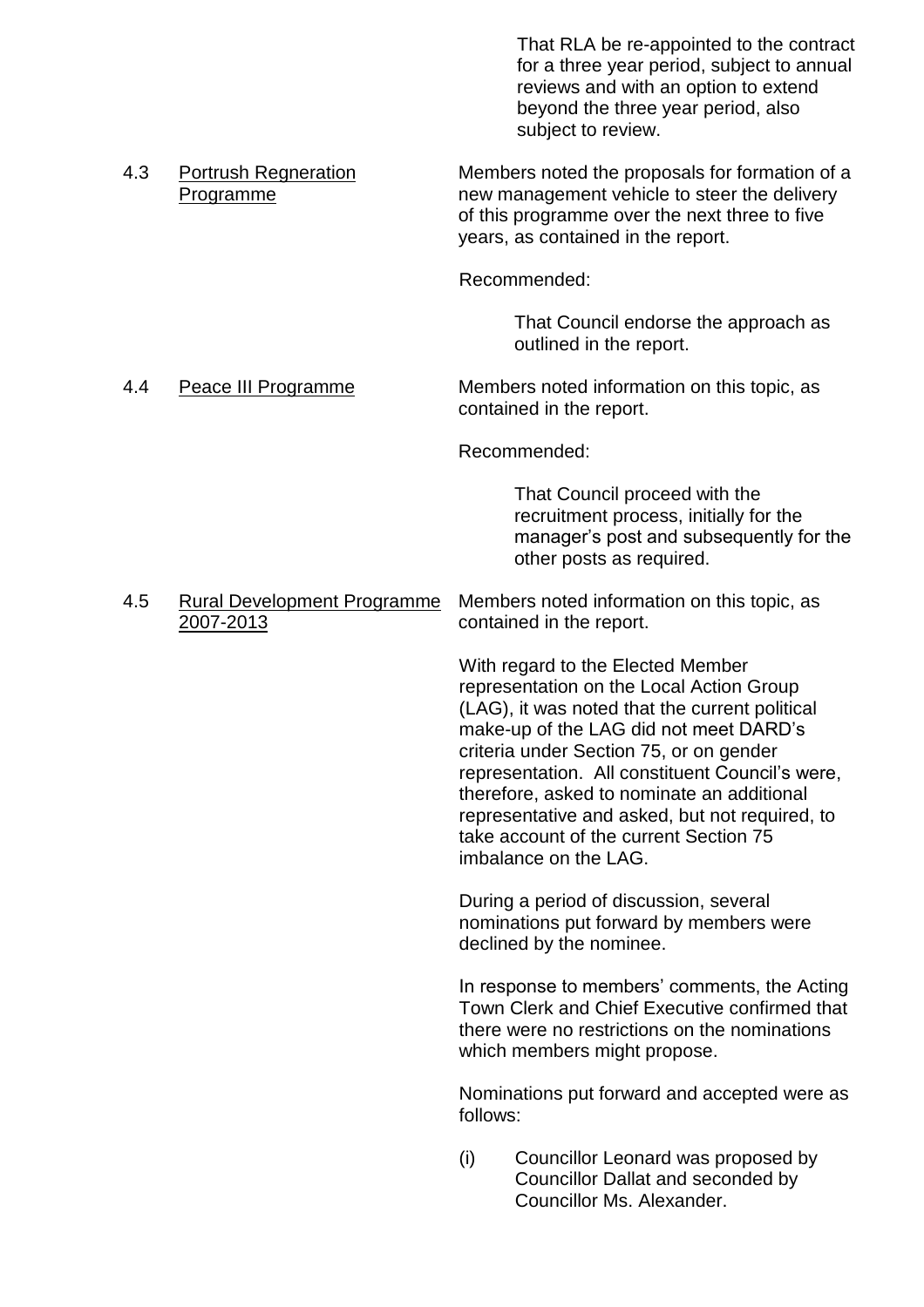That RLA be re-appointed to the contract for a three year period, subject to annual reviews and with an option to extend beyond the three year period, also subject to review.

4.3 Portrush Regneration Programme

Members noted the proposals for formation of a new management vehicle to steer the delivery of this programme over the next three to five years, as contained in the report.

Recommended:

That Council endorse the approach as outlined in the report.

4.4 Peace III Programme

Members noted information on this topic, as contained in the report.

Recommended:

That Council proceed with the recruitment process, initially for the manager's post and subsequently for the other posts as required.

4.5 Rural Development Programme 2007-2013

Members noted information on this topic, as contained in the report.

With regard to the Elected Member representation on the Local Action Group (LAG), it was noted that the current political make-up of the LAG did not meet DARD's criteria under Section 75, or on gender representation. All constituent Council's were, therefore, asked to nominate an additional representative and asked, but not required, to take account of the current Section 75 imbalance on the LAG.

During a period of discussion, several nominations put forward by members were declined by the nominee.

In response to members' comments, the Acting Town Clerk and Chief Executive confirmed that there were no restrictions on the nominations which members might propose.

Nominations put forward and accepted were as follows:

(i) Councillor Leonard was proposed by Councillor Dallat and seconded by Councillor Ms. Alexander.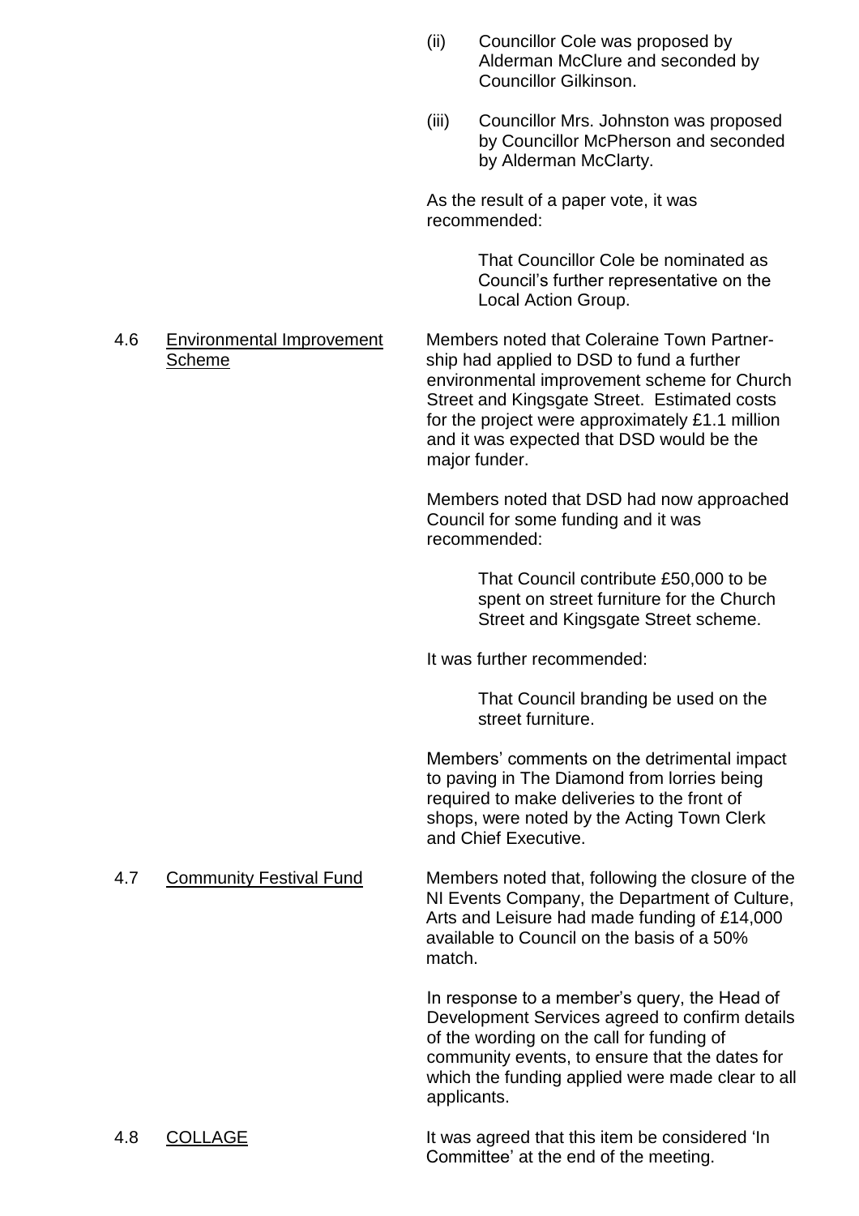(ii) Councillor Cole was proposed by Alderman McClure and seconded by Councillor Gilkinson.

(iii) Councillor Mrs. Johnston was proposed by Councillor McPherson and seconded by Alderman McClarty.

As the result of a paper vote, it was recommended:

> That Councillor Cole be nominated as Council's further representative on the Local Action Group.

4.6 <u>Environmental Improvement Scheme</u>

Members noted that Coleraine Town Partnership had applied to DSD to fund a further environmental improvement scheme for Church Street and Kingsgate Street. Estimated costs for the project were approximately £1.1 million and it was expected that DSD would be the major funder.

Members noted that DSD had now approached Council for some funding and it was recommended:

> That Council contribute £50,000 to be spent on street furniture for the Church Street and Kingsgate Street scheme.

It was further recommended:

> That Council branding be used on the street furniture.

Members' comments on the detrimental impact to paving in The Diamond from lorries being required to make deliveries to the front of shops, were noted by the Acting Town Clerk and Chief Executive.

4.7 <u>Community Festival Fund</u>

Members noted that, following the closure of the NI Events Company, the Department of Culture, Arts and Leisure had made funding of £14,000 available to Council on the basis of a 50% match.

In response to a member's query, the Head of Development Services agreed to confirm details of the wording on the call for funding of community events, to ensure that the dates for which the funding applied were made clear to all applicants.

4.8 <u>COLLAGE</u>

It was agreed that this item be considered 'In Committee' at the end of the meeting.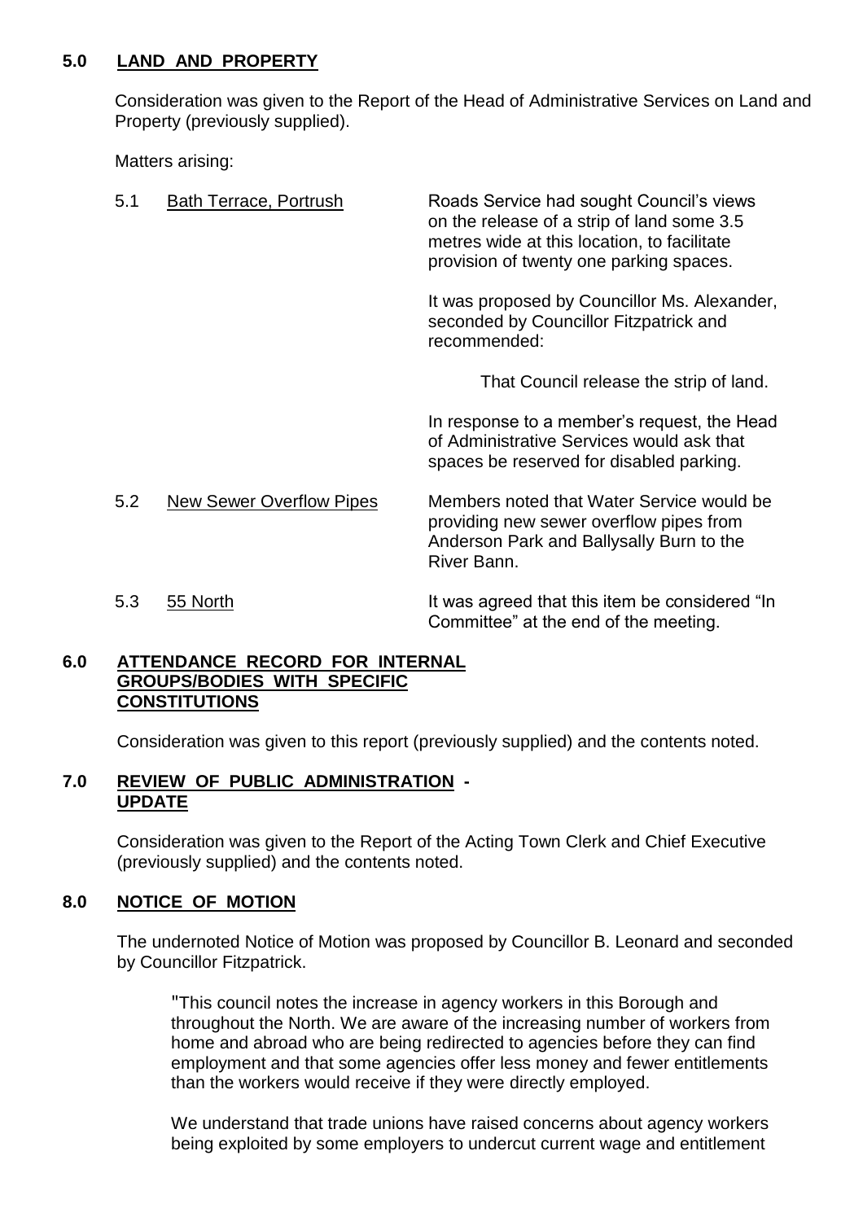## 5.0 LAND AND PROPERTY

Consideration was given to the Report of the Head of Administrative Services on Land and Property (previously supplied).

Matters arising:

5.1 Bath Terrace, Portrush

Roads Service had sought Council's views on the release of a strip of land some 3.5 metres wide at this location, to facilitate provision of twenty one parking spaces.

It was proposed by Councillor Ms. Alexander, seconded by Councillor Fitzpatrick and recommended:

> That Council release the strip of land.

In response to a member's request, the Head of Administrative Services would ask that spaces be reserved for disabled parking.

5.2 New Sewer Overflow Pipes

Members noted that Water Service would be providing new sewer overflow pipes from Anderson Park and Ballysally Burn to the River Bann.

5.3 55 North

It was agreed that this item be considered "In Committee" at the end of the meeting.

## 6.0 ATTENDANCE RECORD FOR INTERNAL GROUPS/BODIES WITH SPECIFIC CONSTITUTIONS

Consideration was given to this report (previously supplied) and the contents noted.

## 7.0 REVIEW OF PUBLIC ADMINISTRATION - UPDATE

Consideration was given to the Report of the Acting Town Clerk and Chief Executive (previously supplied) and the contents noted.

## 8.0 NOTICE OF MOTION

The undernoted Notice of Motion was proposed by Councillor B. Leonard and seconded by Councillor Fitzpatrick.

> "This council notes the increase in agency workers in this Borough and throughout the North. We are aware of the increasing number of workers from home and abroad who are being redirected to agencies before they can find employment and that some agencies offer less money and fewer entitlements than the workers would receive if they were directly employed.
>
> We understand that trade unions have raised concerns about agency workers being exploited by some employers to undercut current wage and entitlement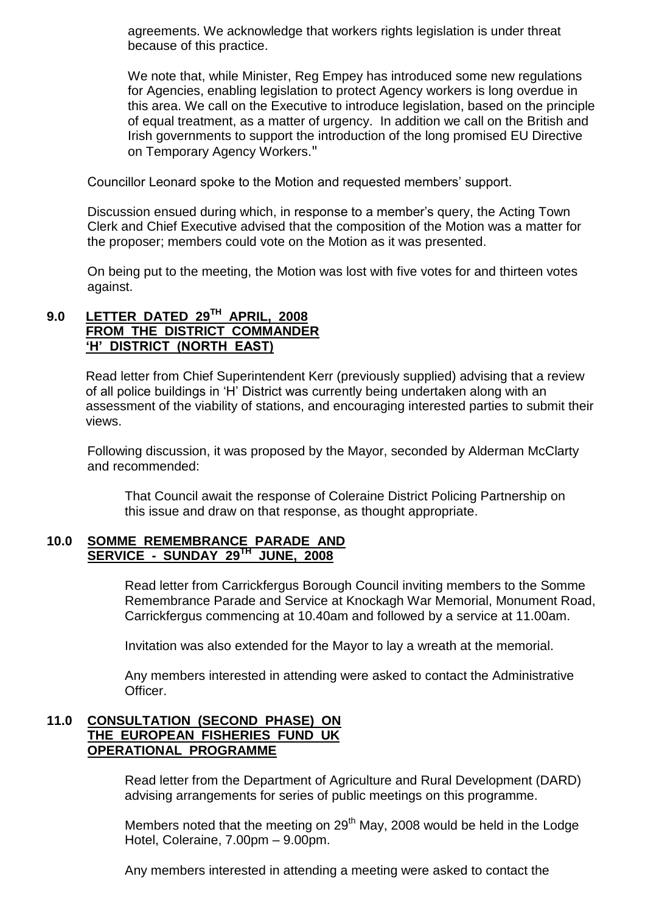agreements. We acknowledge that workers rights legislation is under threat because of this practice.

We note that, while Minister, Reg Empey has introduced some new regulations for Agencies, enabling legislation to protect Agency workers is long overdue in this area. We call on the Executive to introduce legislation, based on the principle of equal treatment, as a matter of urgency. In addition we call on the British and Irish governments to support the introduction of the long promised EU Directive on Temporary Agency Workers."

Councillor Leonard spoke to the Motion and requested members' support.

Discussion ensued during which, in response to a member's query, the Acting Town Clerk and Chief Executive advised that the composition of the Motion was a matter for the proposer; members could vote on the Motion as it was presented.

On being put to the meeting, the Motion was lost with five votes for and thirteen votes against.

## 9.0 LETTER DATED 29TH APRIL, 2008 FROM THE DISTRICT COMMANDER 'H' DISTRICT (NORTH EAST)

Read letter from Chief Superintendent Kerr (previously supplied) advising that a review of all police buildings in 'H' District was currently being undertaken along with an assessment of the viability of stations, and encouraging interested parties to submit their views.

Following discussion, it was proposed by the Mayor, seconded by Alderman McClarty and recommended:

> That Council await the response of Coleraine District Policing Partnership on this issue and draw on that response, as thought appropriate.

## 10.0 SOMME REMEMBRANCE PARADE AND SERVICE - SUNDAY 29TH JUNE, 2008

Read letter from Carrickfergus Borough Council inviting members to the Somme Remembrance Parade and Service at Knockagh War Memorial, Monument Road, Carrickfergus commencing at 10.40am and followed by a service at 11.00am.

Invitation was also extended for the Mayor to lay a wreath at the memorial.

Any members interested in attending were asked to contact the Administrative Officer.

## 11.0 CONSULTATION (SECOND PHASE) ON THE EUROPEAN FISHERIES FUND UK OPERATIONAL PROGRAMME

Read letter from the Department of Agriculture and Rural Development (DARD) advising arrangements for series of public meetings on this programme.

Members noted that the meeting on 29th May, 2008 would be held in the Lodge Hotel, Coleraine, 7.00pm – 9.00pm.

Any members interested in attending a meeting were asked to contact the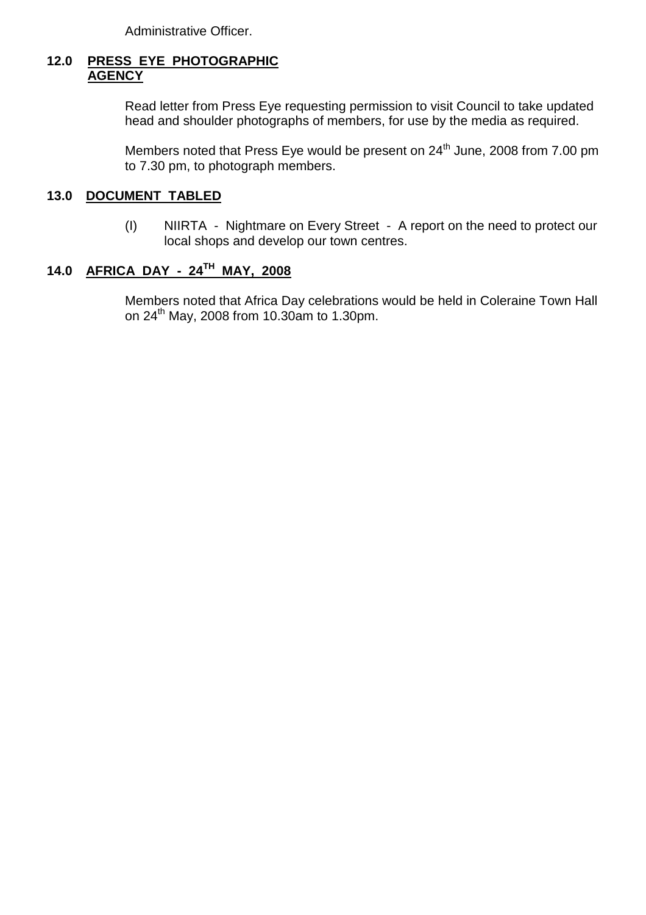Administrative Officer.

**12.0 PRESS EYE PHOTOGRAPHIC AGENCY**

Read letter from Press Eye requesting permission to visit Council to take updated head and shoulder photographs of members, for use by the media as required.

Members noted that Press Eye would be present on 24th June, 2008 from 7.00 pm to 7.30 pm, to photograph members.

**13.0 DOCUMENT TABLED**

(I) NIIRTA - Nightmare on Every Street - A report on the need to protect our local shops and develop our town centres.

**14.0 AFRICA DAY - 24TH MAY, 2008**

Members noted that Africa Day celebrations would be held in Coleraine Town Hall on 24th May, 2008 from 10.30am to 1.30pm.